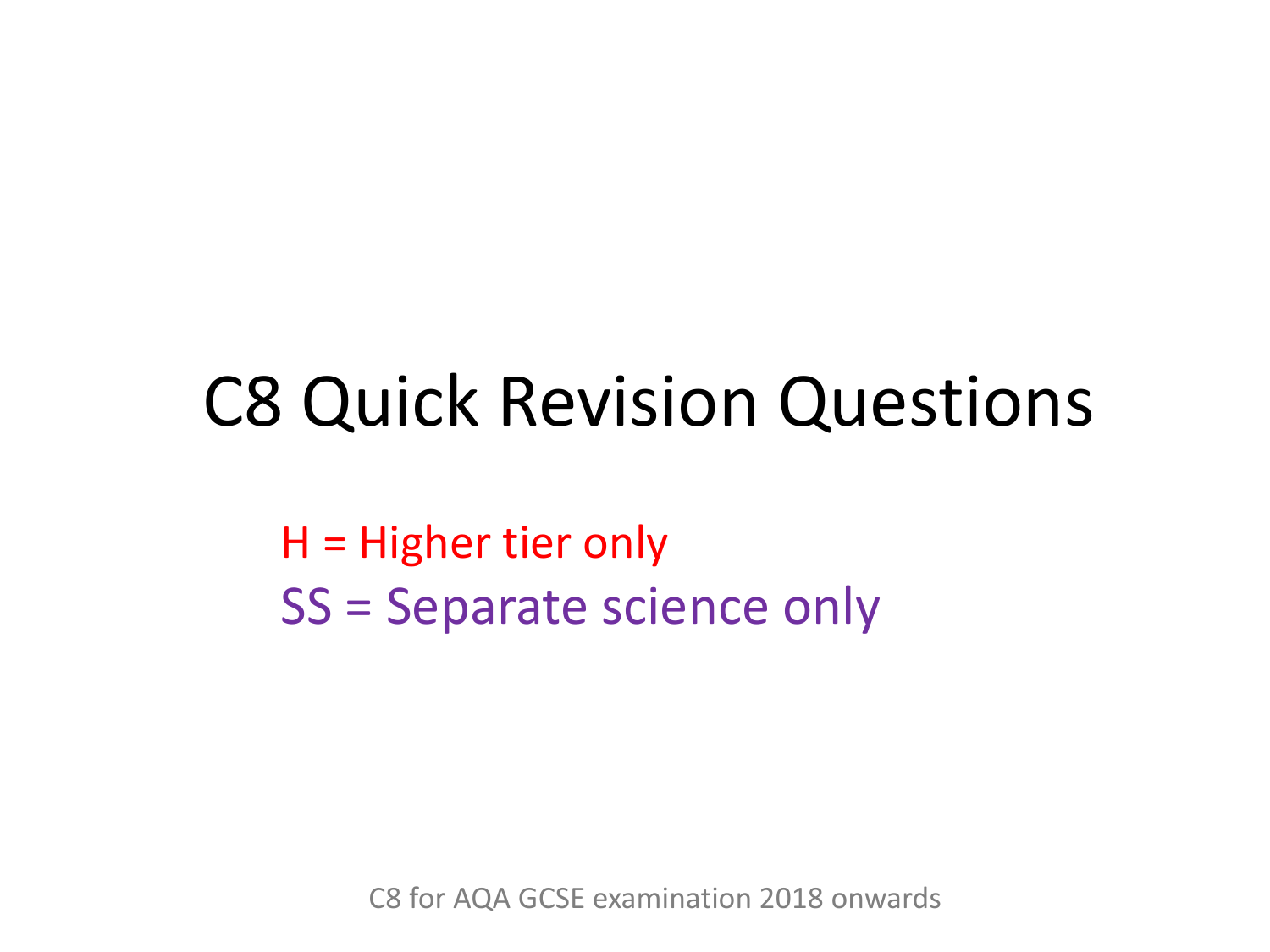# C8 Quick Revision Questions

H = Higher tier only

SS = Separate science only

C8 for AQA GCSE examination 2018 onwards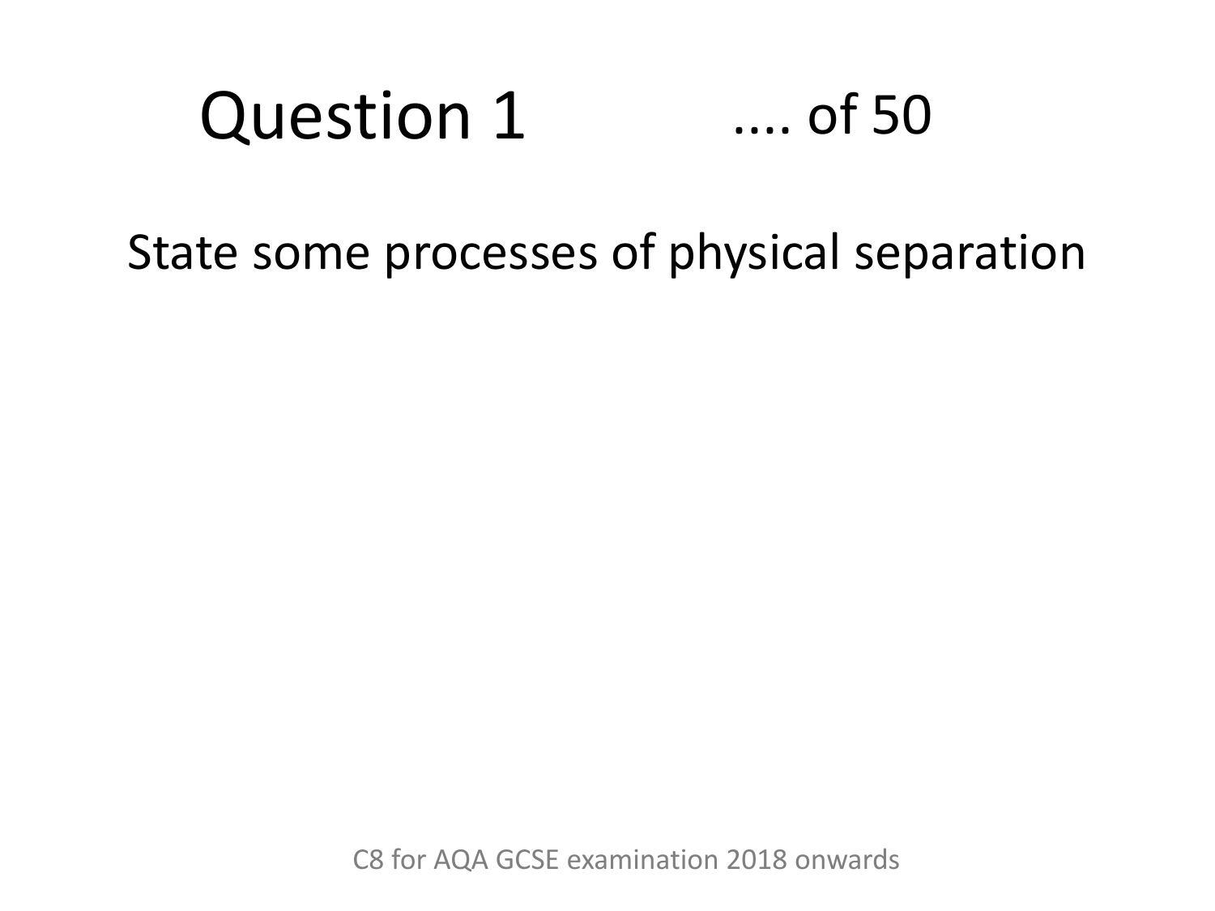# Question 1

.... of 50

State some processes of physical separation

C8 for AQA GCSE examination 2018 onwards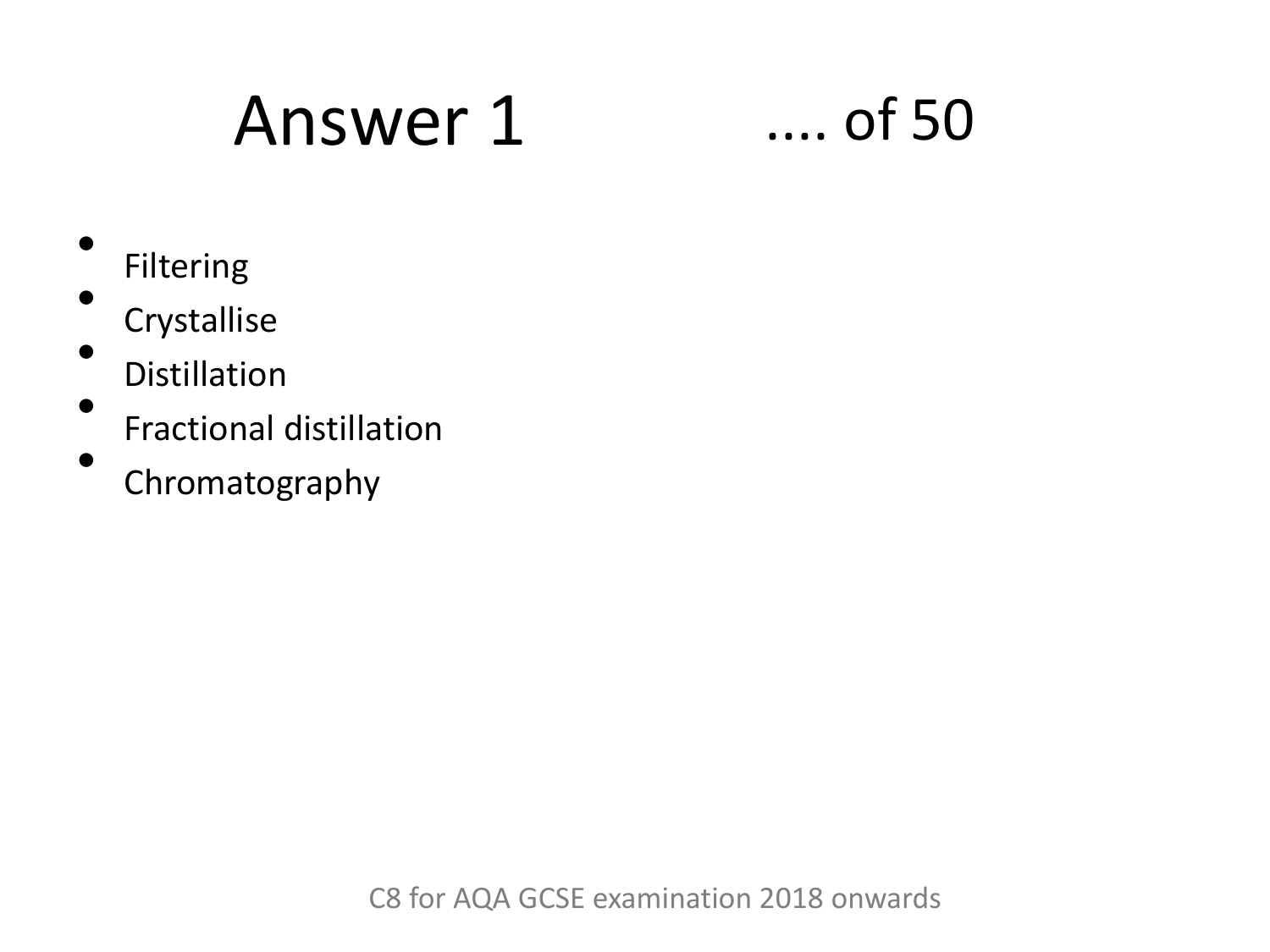# Answer 1 .... of 50

- Filtering
- Crystallise
- Distillation
- Fractional distillation
- Chromatography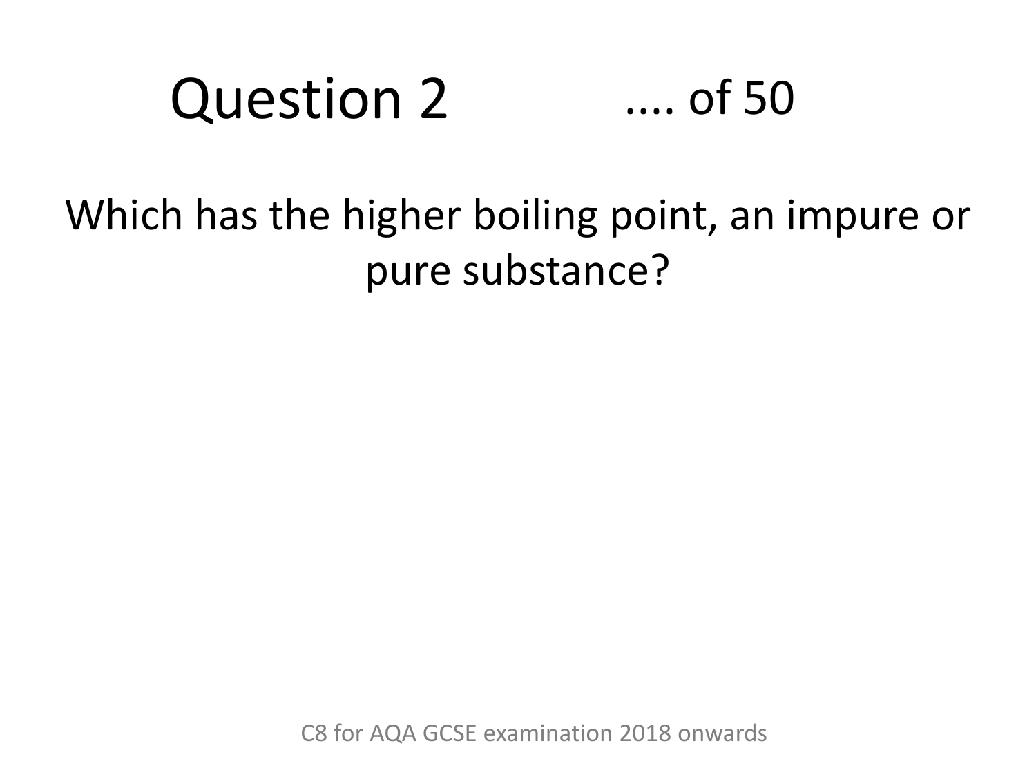# Question 2 .... of 50

Which has the higher boiling point, an impure or pure substance?

C8 for AQA GCSE examination 2018 onwards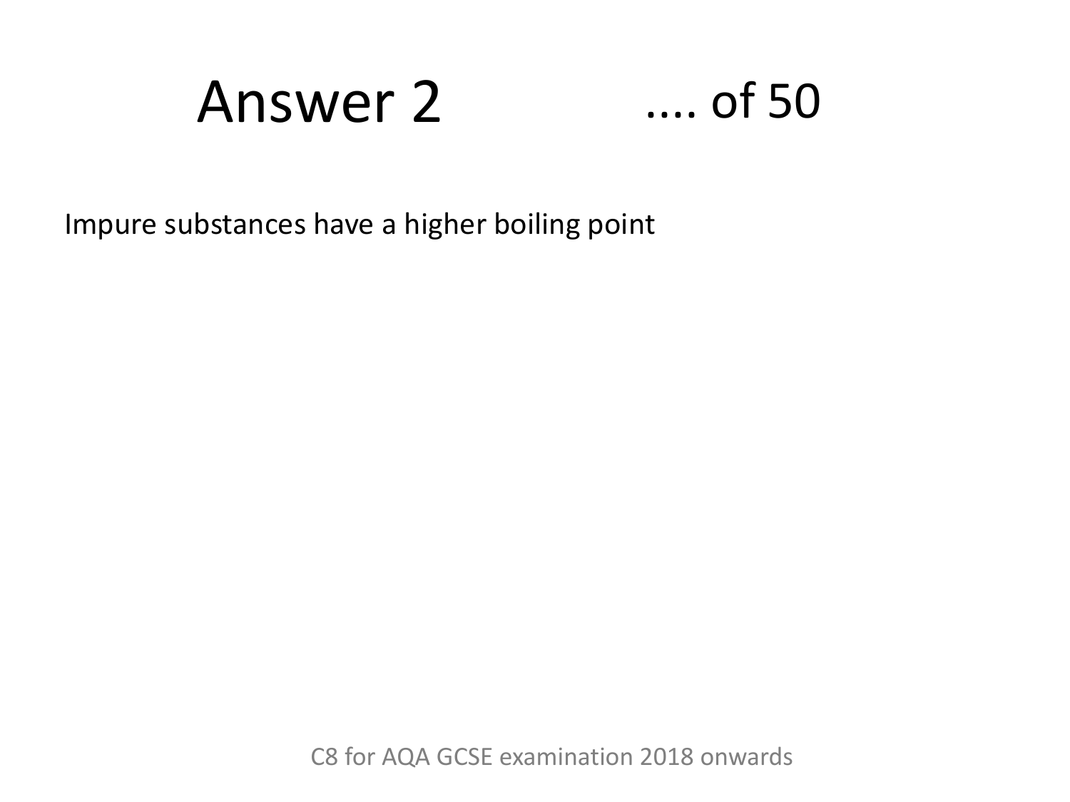# Answer 2

.... of 50

Impure substances have a higher boiling point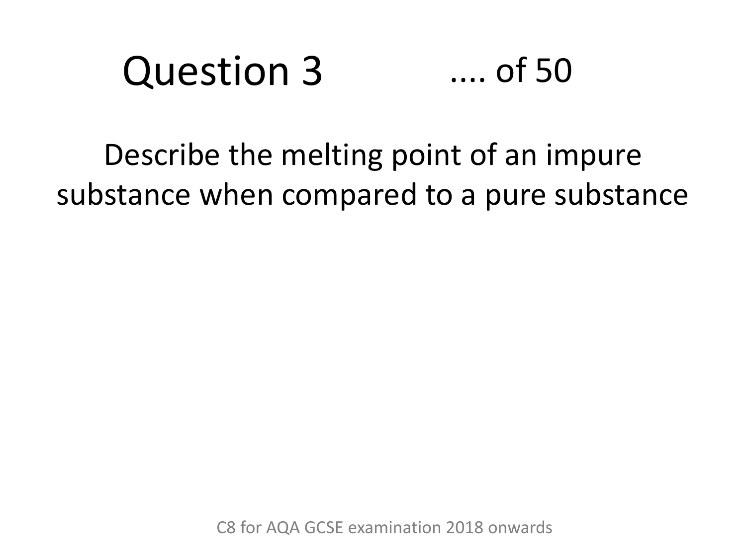# Question 3 .... of 50

Describe the melting point of an impure substance when compared to a pure substance

C8 for AQA GCSE examination 2018 onwards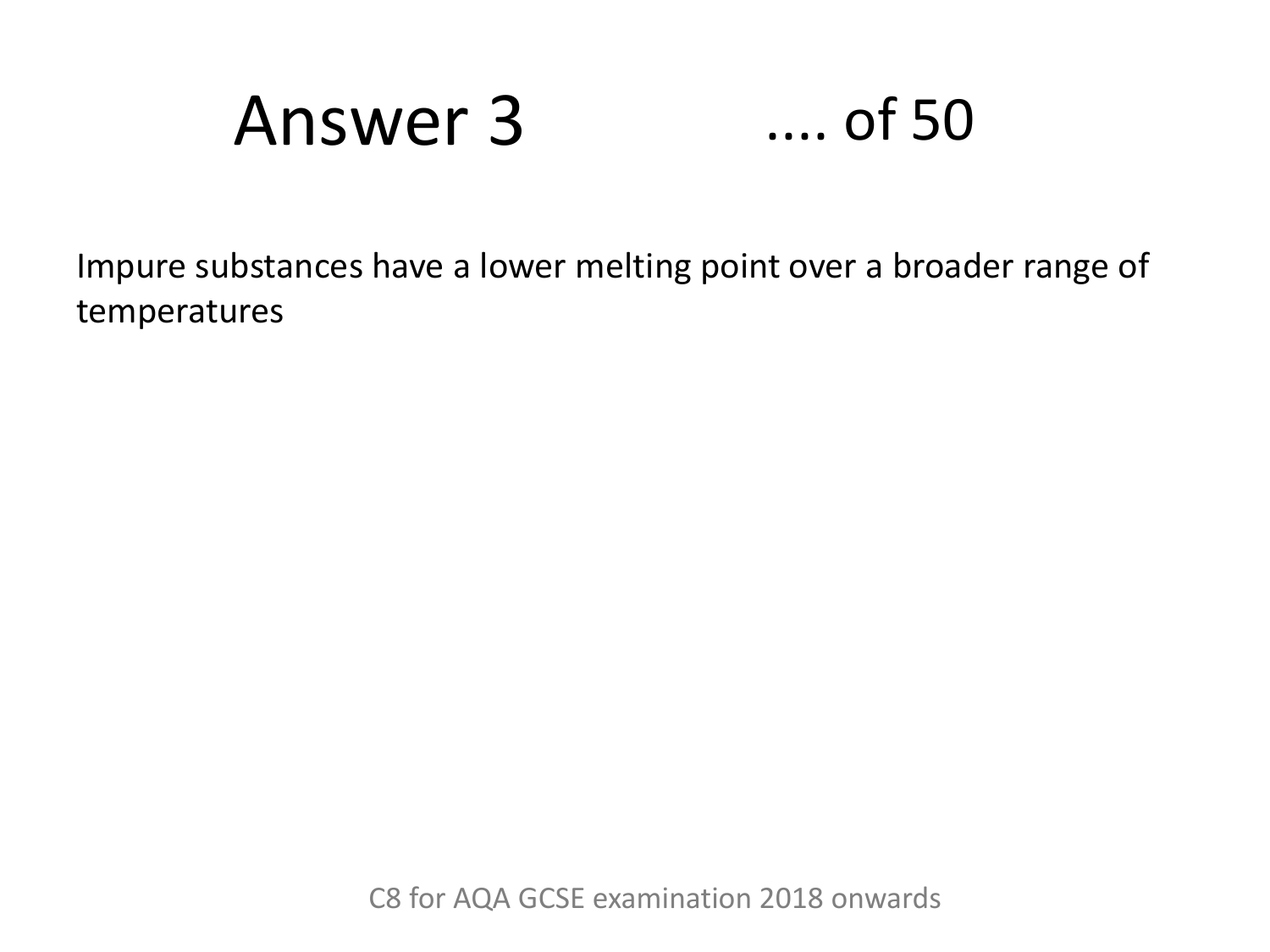# Answer 3

Impure substances have a lower melting point over a broader range of temperatures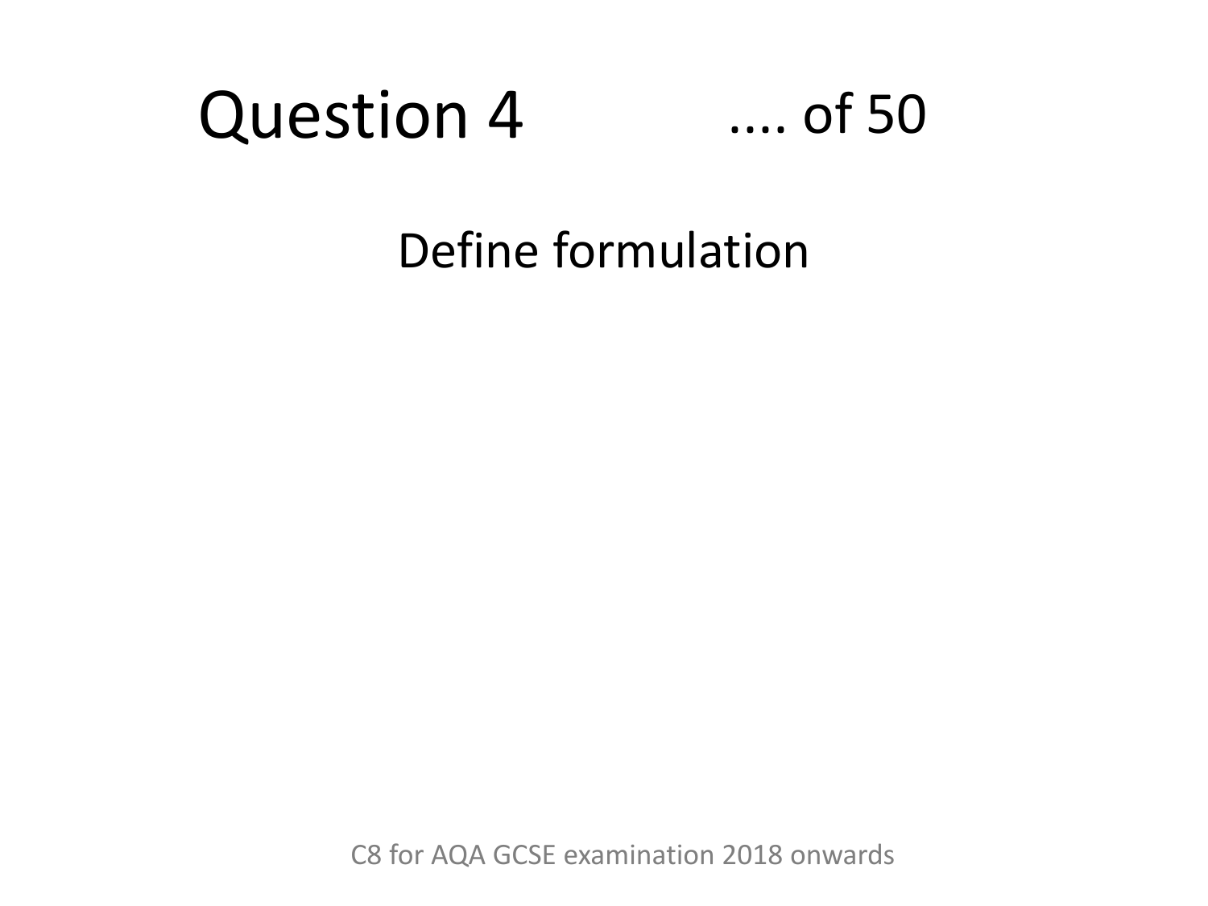# Question 4 .... of 50

Define formulation

C8 for AQA GCSE examination 2018 onwards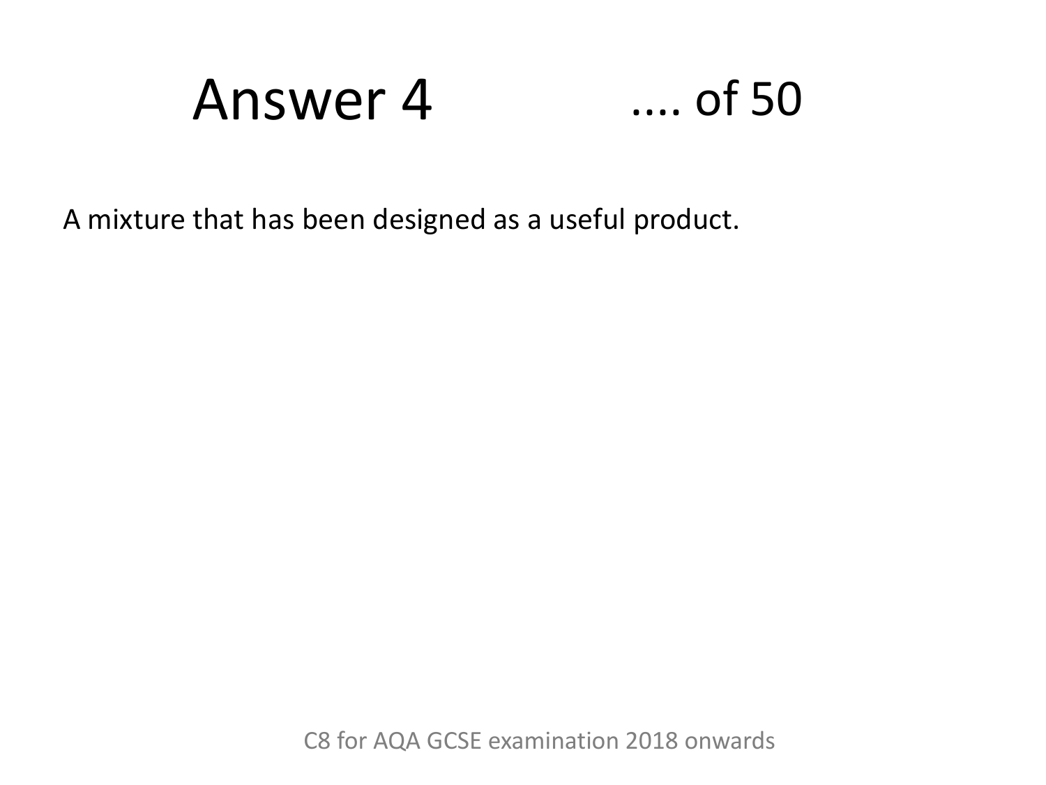# Answer 4 .... of 50

A mixture that has been designed as a useful product.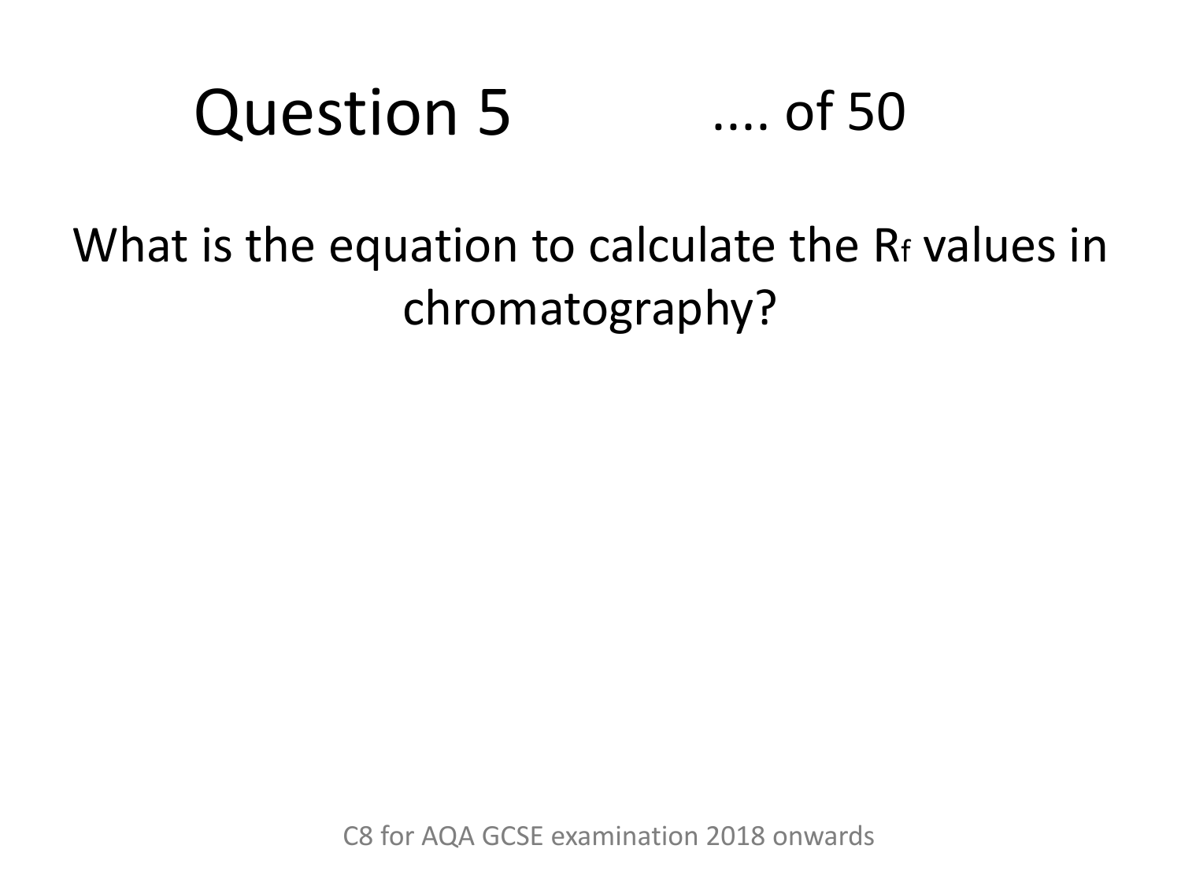# Question 5 .... of 50

What is the equation to calculate the $R_f$ values in chromatography?

C8 for AQA GCSE examination 2018 onwards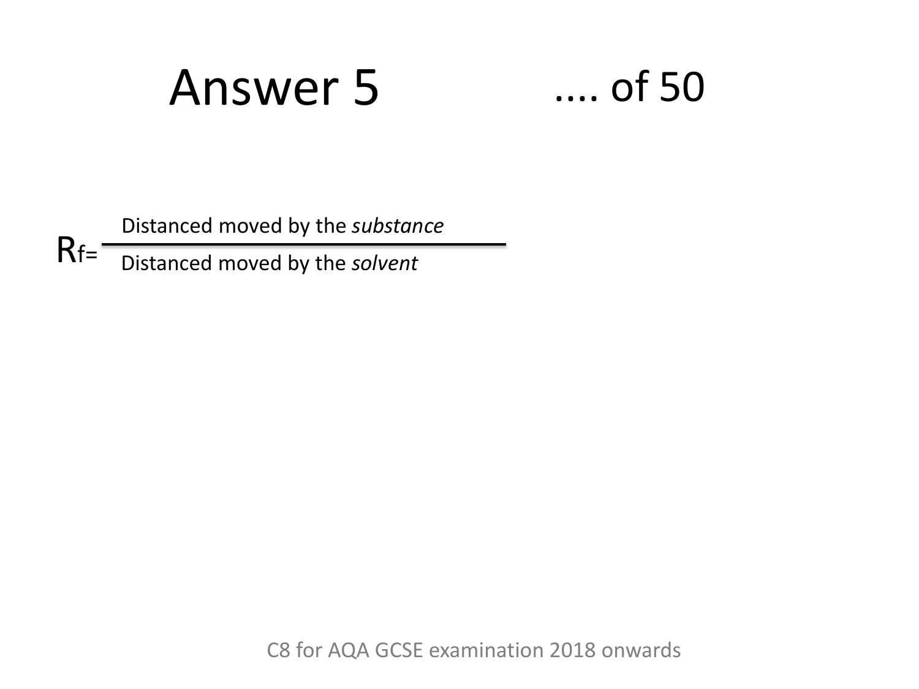# Answer 5

.... of 50

$$R_f = \frac{\text{Distanced moved by the } \textit{substance}}{\text{Distanced moved by the } \textit{solvent}}$$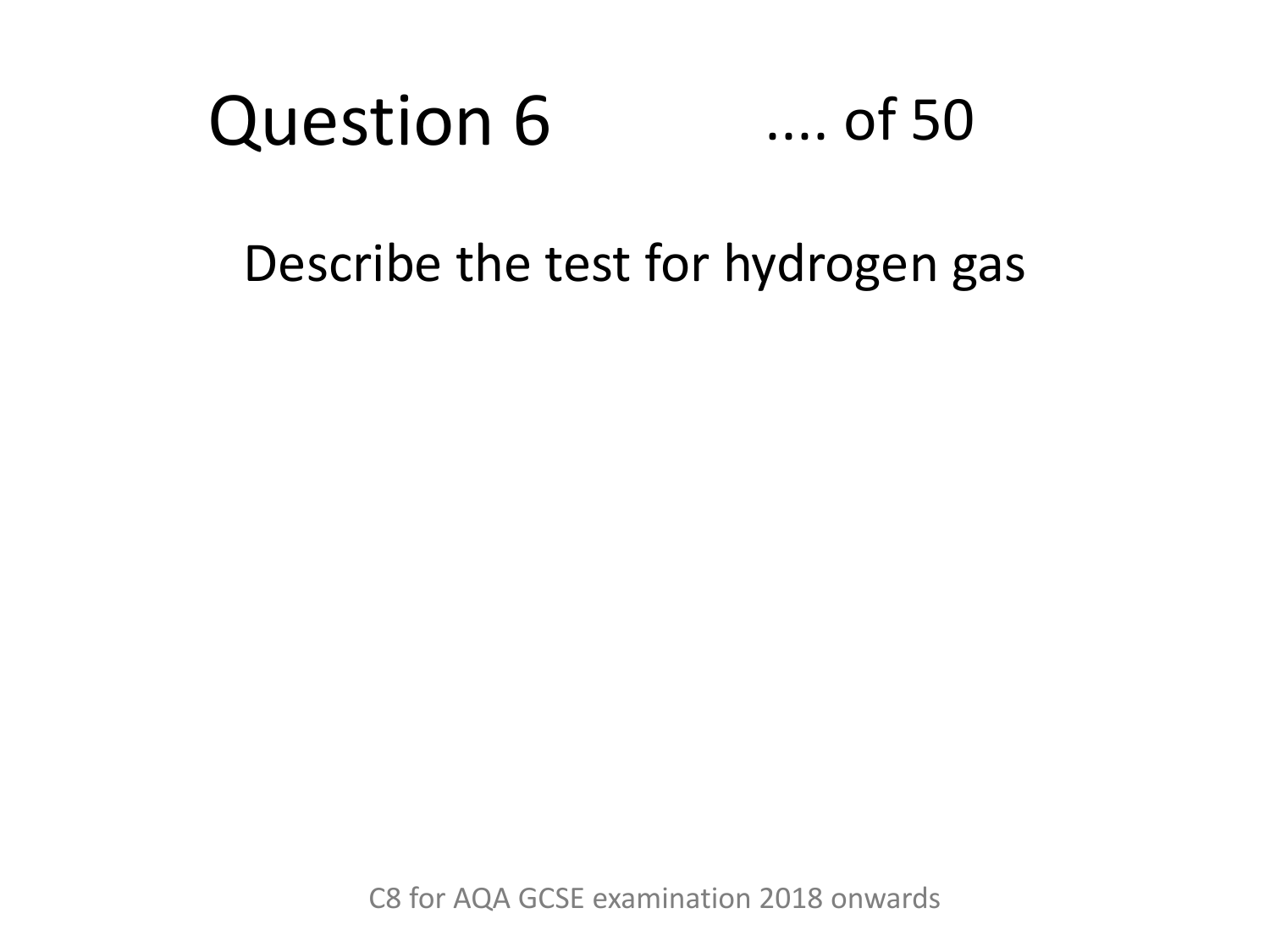# Question 6

.... of 50

Describe the test for hydrogen gas

C8 for AQA GCSE examination 2018 onwards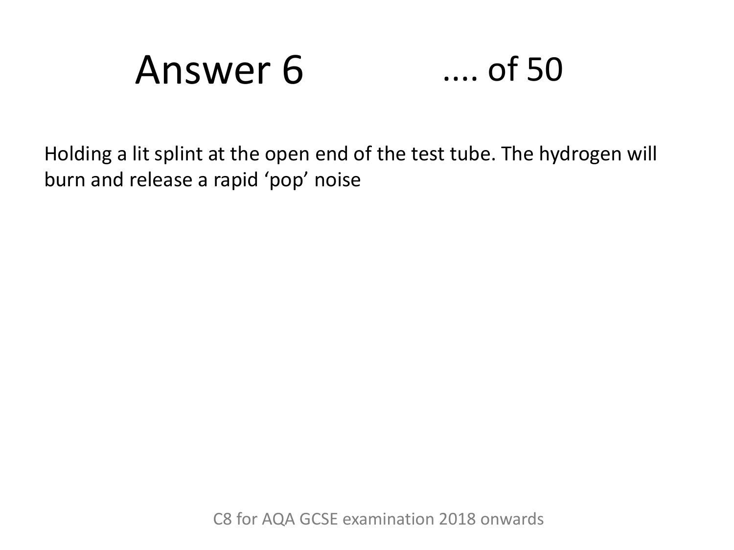# Answer 6 .... of 50

Holding a lit splint at the open end of the test tube. The hydrogen will burn and release a rapid ‘pop’ noise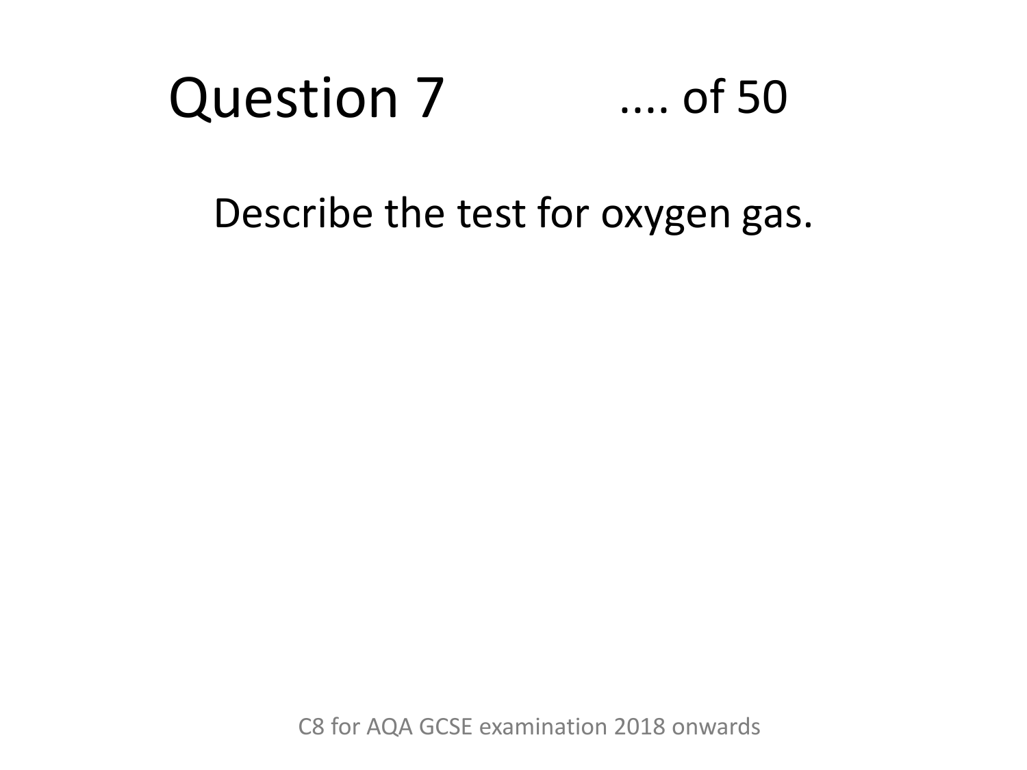# Question 7

.... of 50

Describe the test for oxygen gas.

C8 for AQA GCSE examination 2018 onwards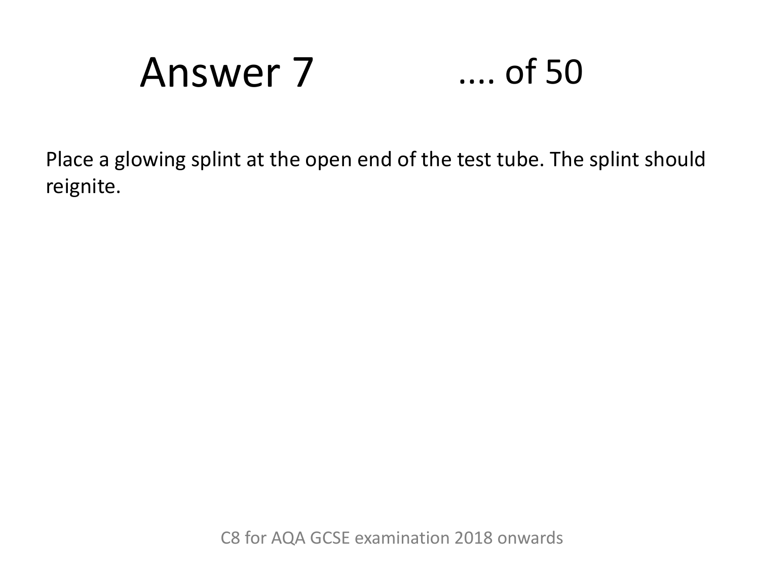# Answer 7 .... of 50

Place a glowing splint at the open end of the test tube. The splint should reignite.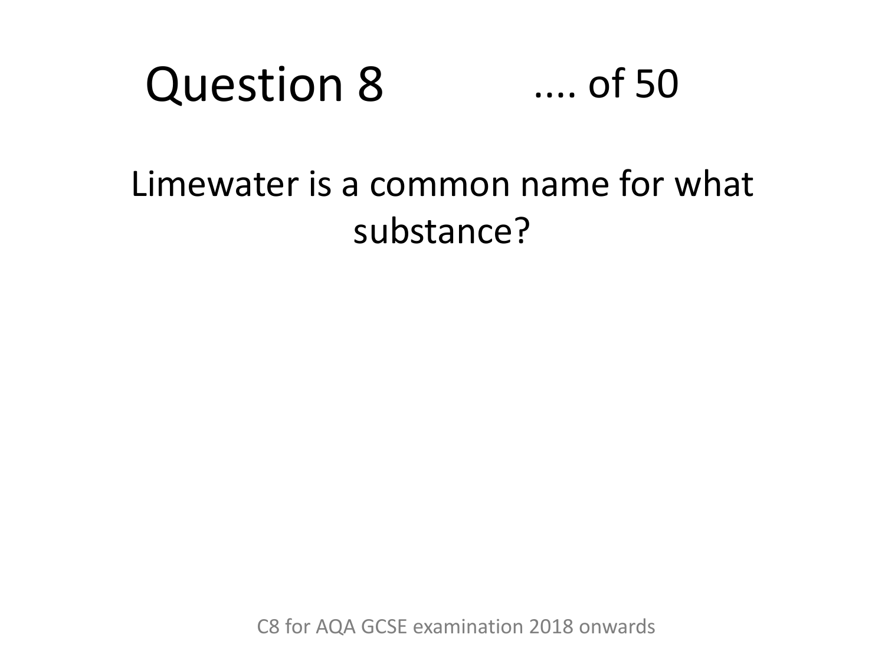# Question 8

.... of 50

Limewater is a common name for what substance?

C8 for AQA GCSE examination 2018 onwards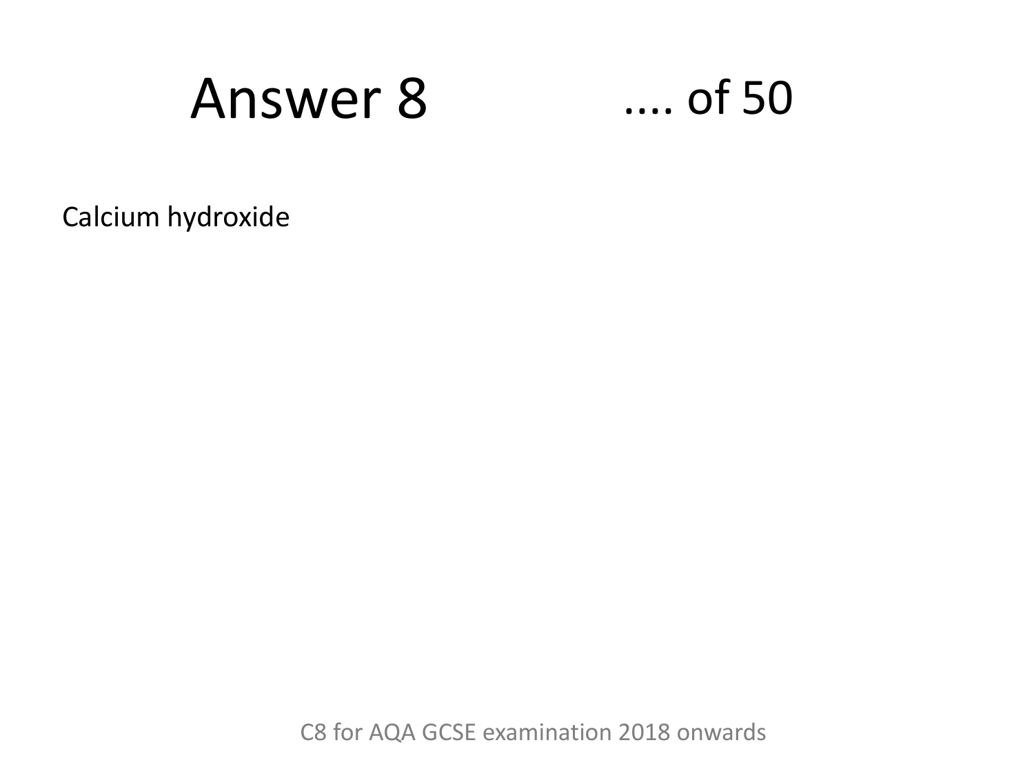# Answer 8

.... of 50

Calcium hydroxide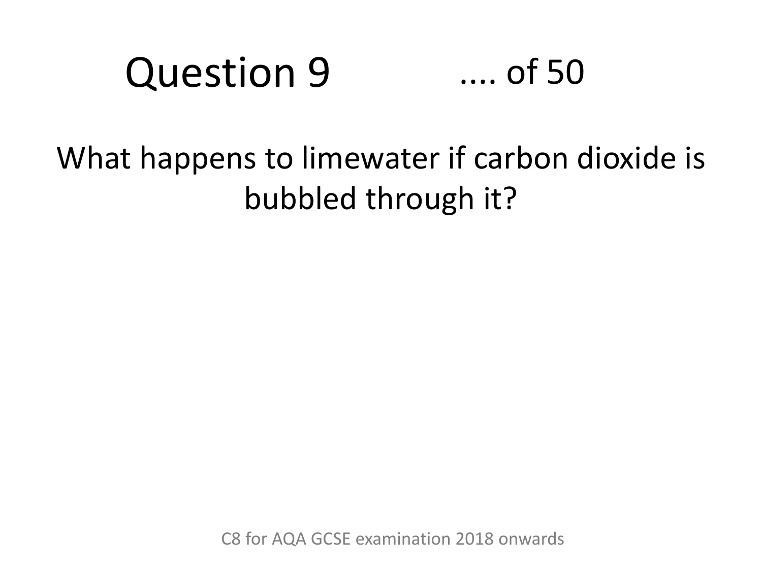# Question 9 .... of 50

What happens to limewater if carbon dioxide is bubbled through it?

C8 for AQA GCSE examination 2018 onwards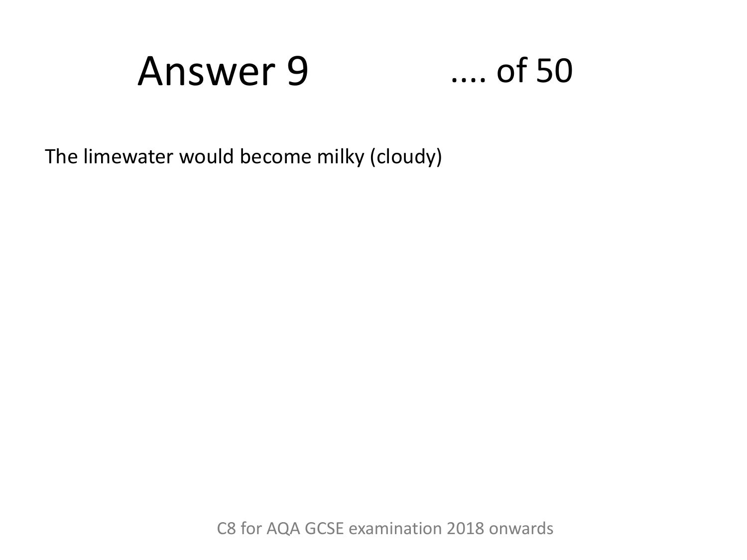# Answer 9 .... of 50

The limewater would become milky (cloudy)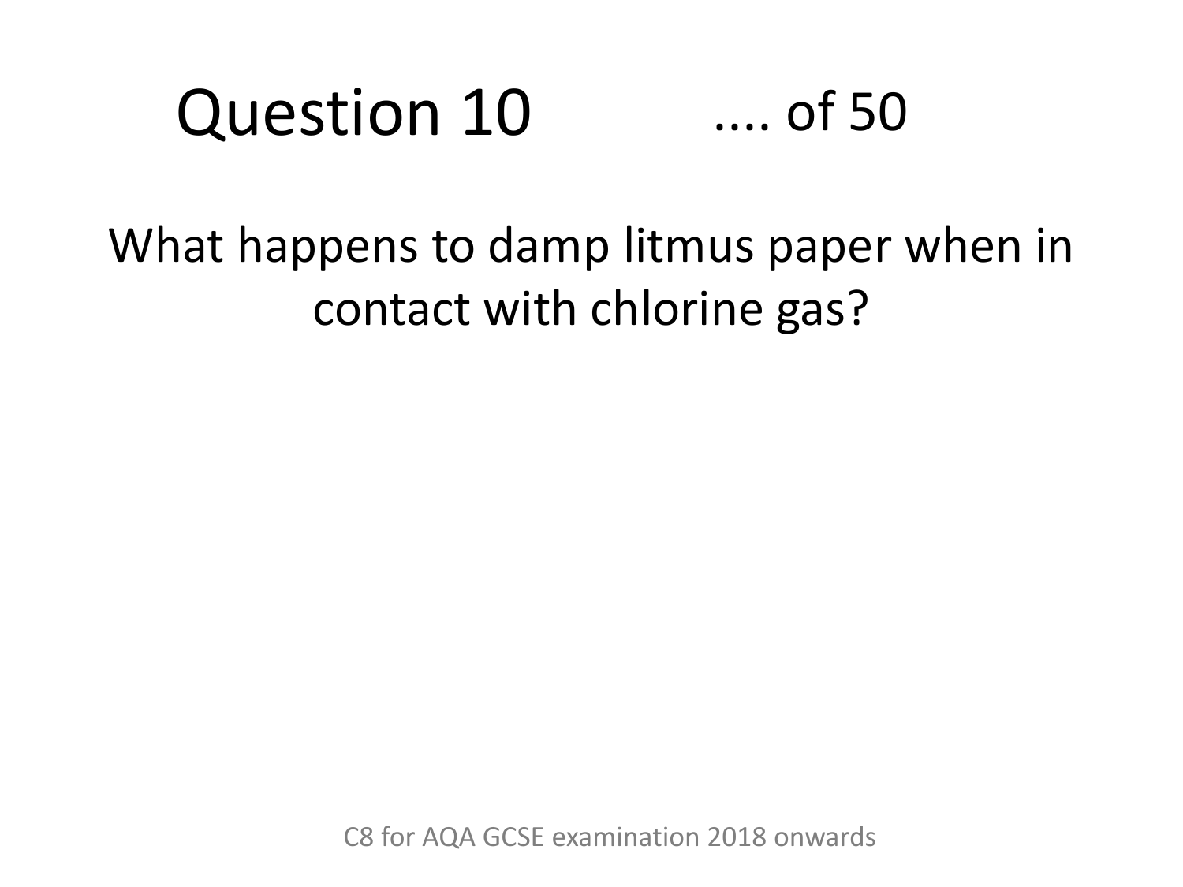# Question 10 .... of 50

What happens to damp litmus paper when in contact with chlorine gas?

C8 for AQA GCSE examination 2018 onwards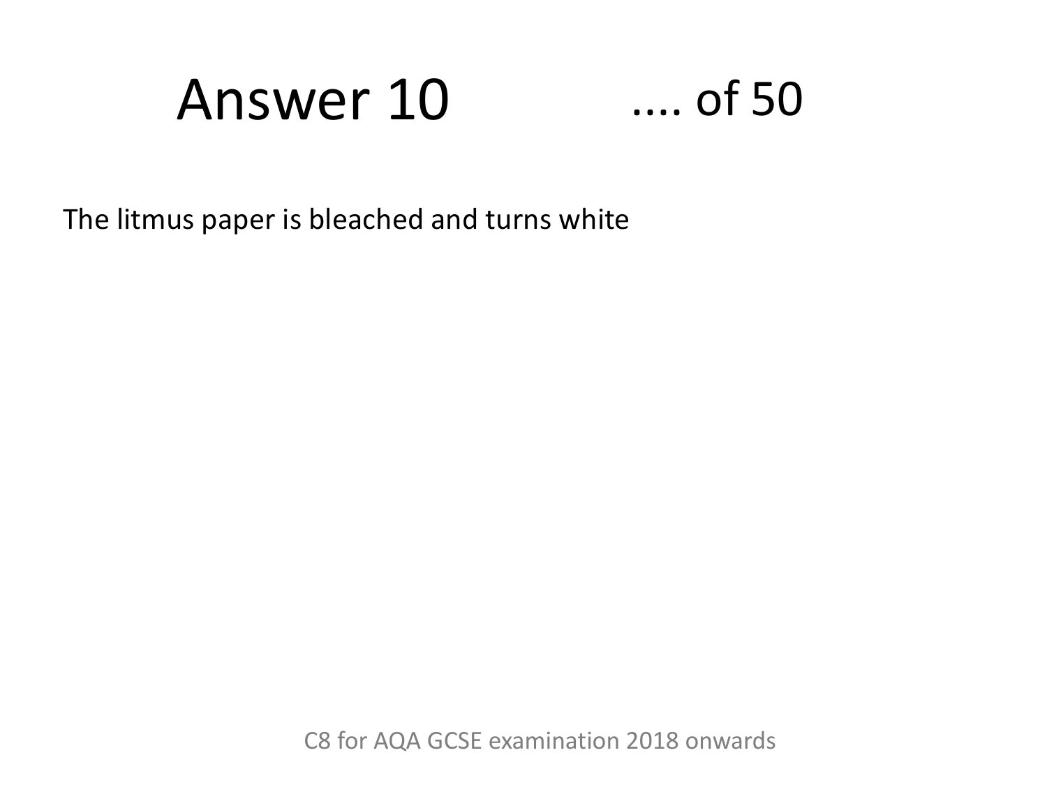# Answer 10

.... of 50

The litmus paper is bleached and turns white

C8 for AQA GCSE examination 2018 onwards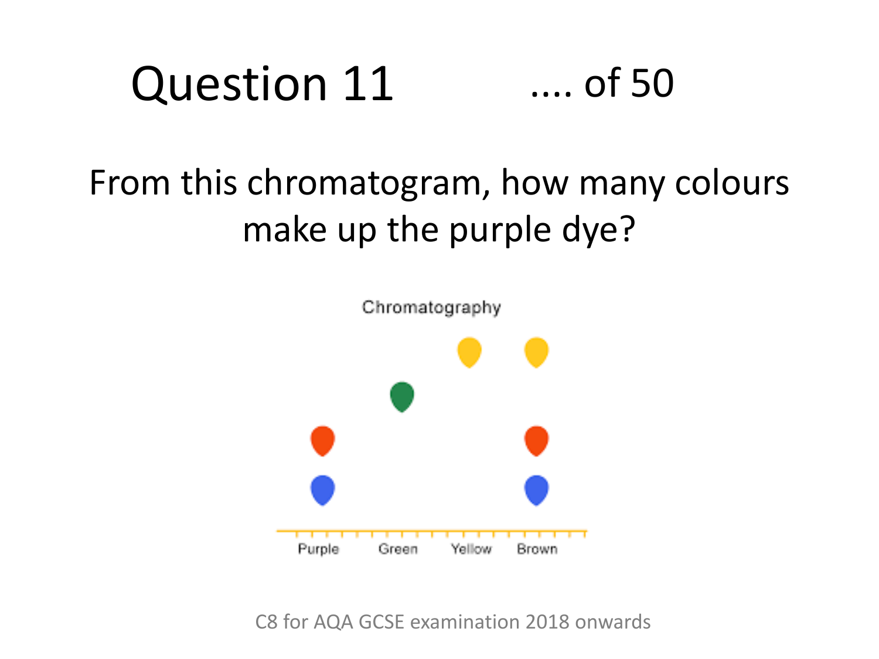# Question 11

.... of 50

From this chromatogram, how many colours make up the purple dye?

Chromatography

Purple Green Yellow Brown

C8 for AQA GCSE examination 2018 onwards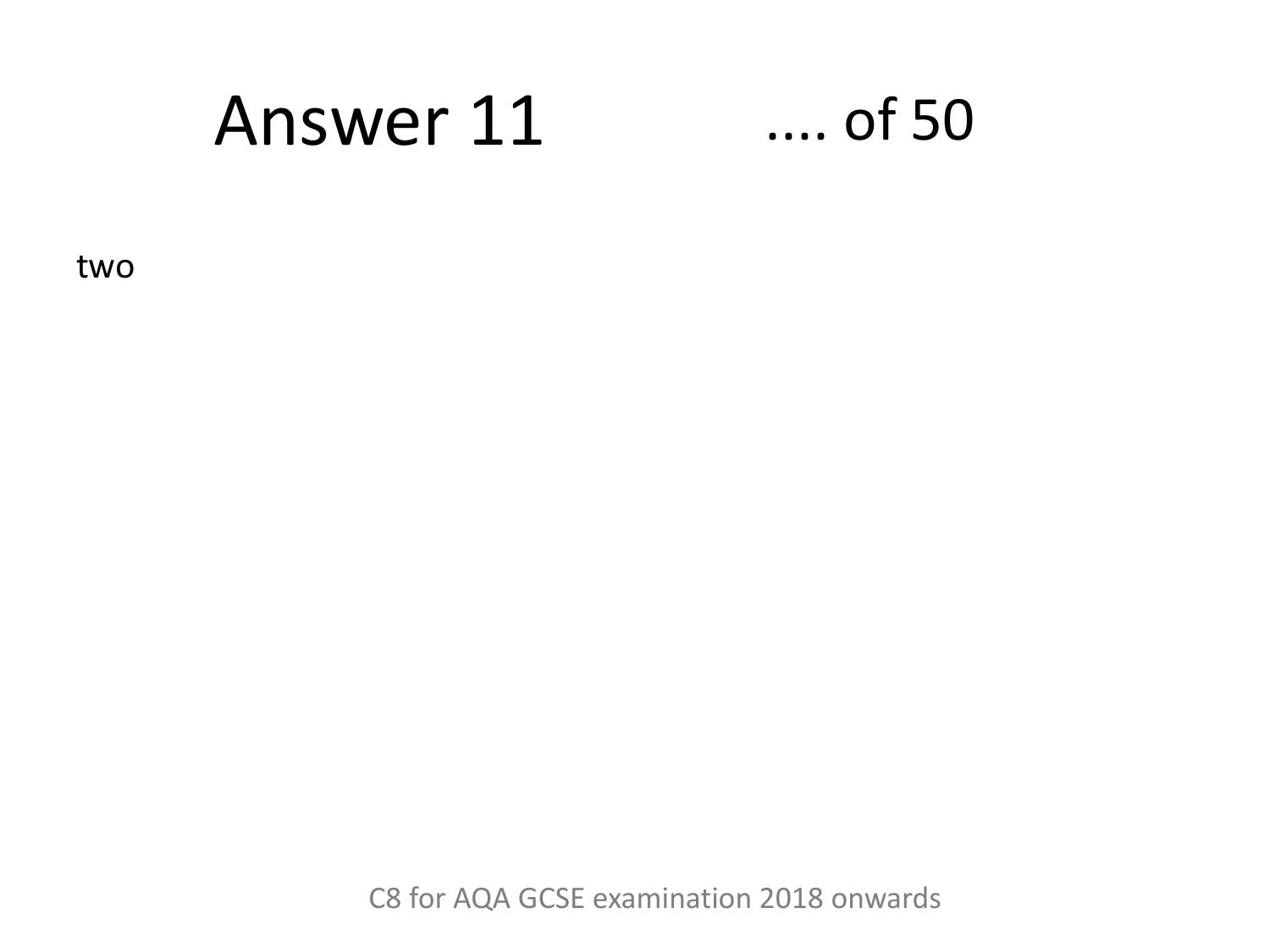# Answer 11 .... of 50

two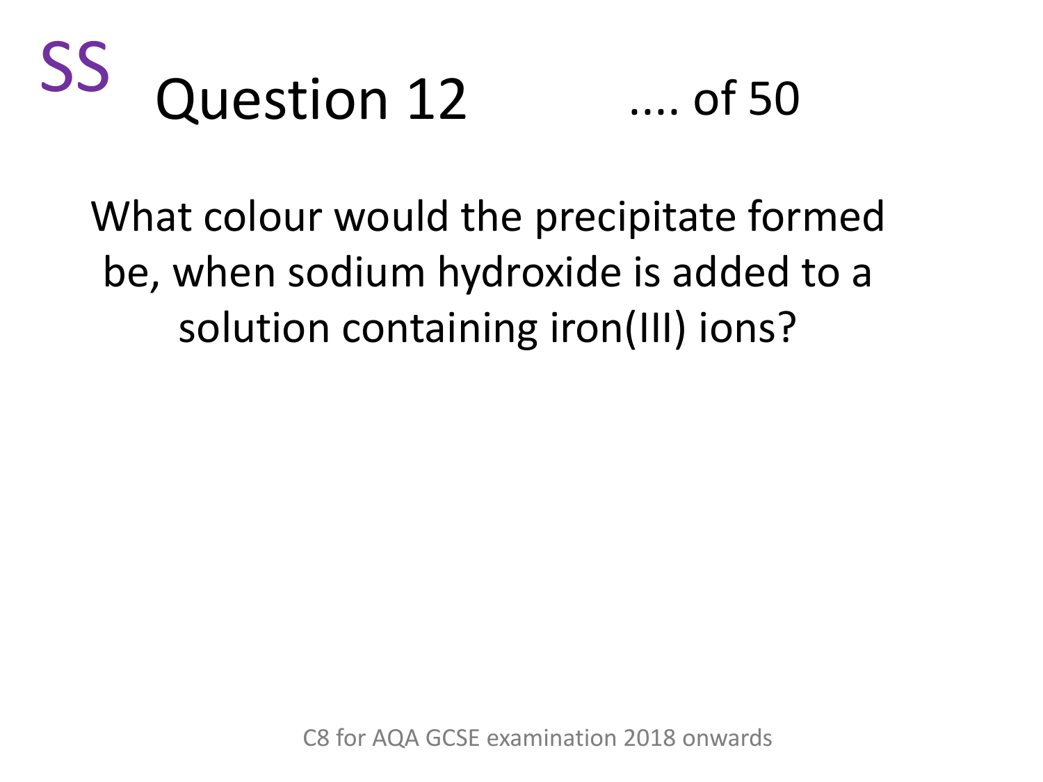SS

# Question 12

.... of 50

What colour would the precipitate formed be, when sodium hydroxide is added to a solution containing iron(III) ions?

C8 for AQA GCSE examination 2018 onwards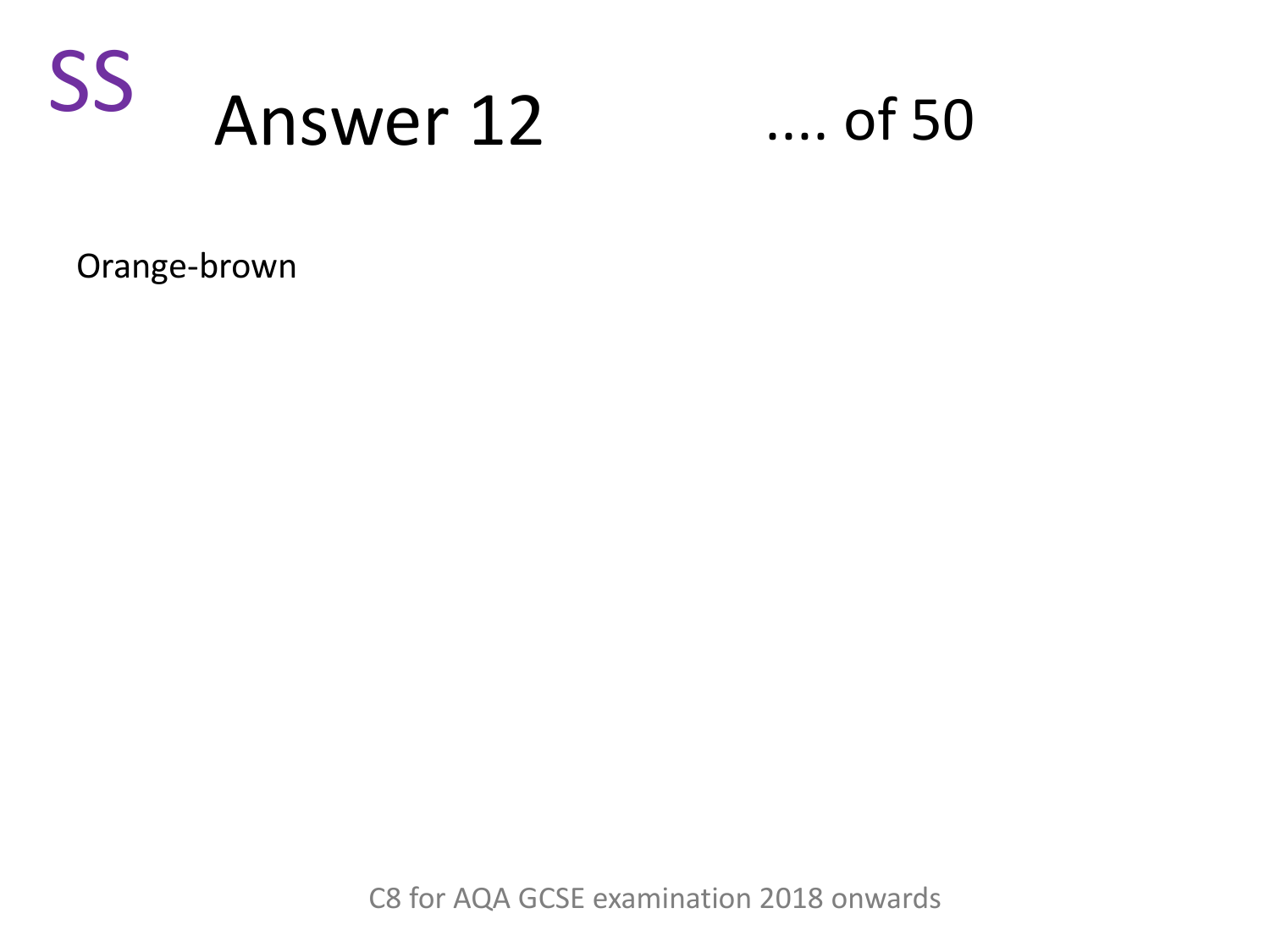SS

# Answer 12

.... of 50

Orange-brown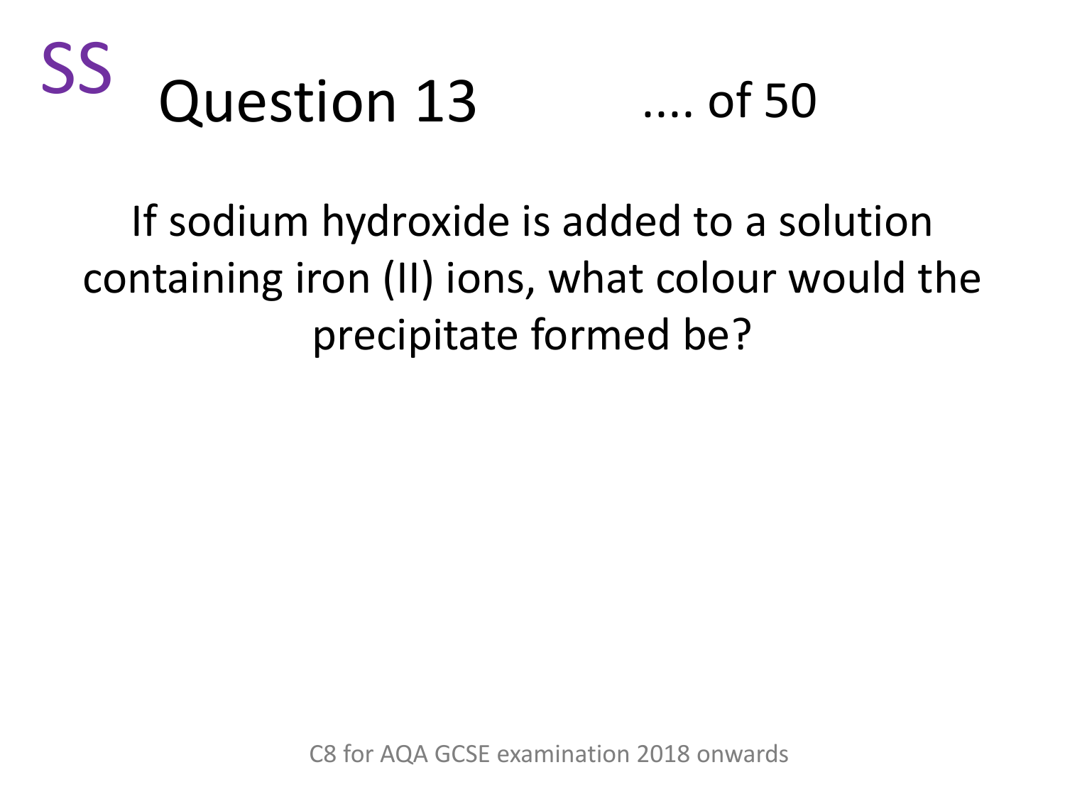SS

# Question 13

.... of 50

If sodium hydroxide is added to a solution containing iron (II) ions, what colour would the precipitate formed be?

C8 for AQA GCSE examination 2018 onwards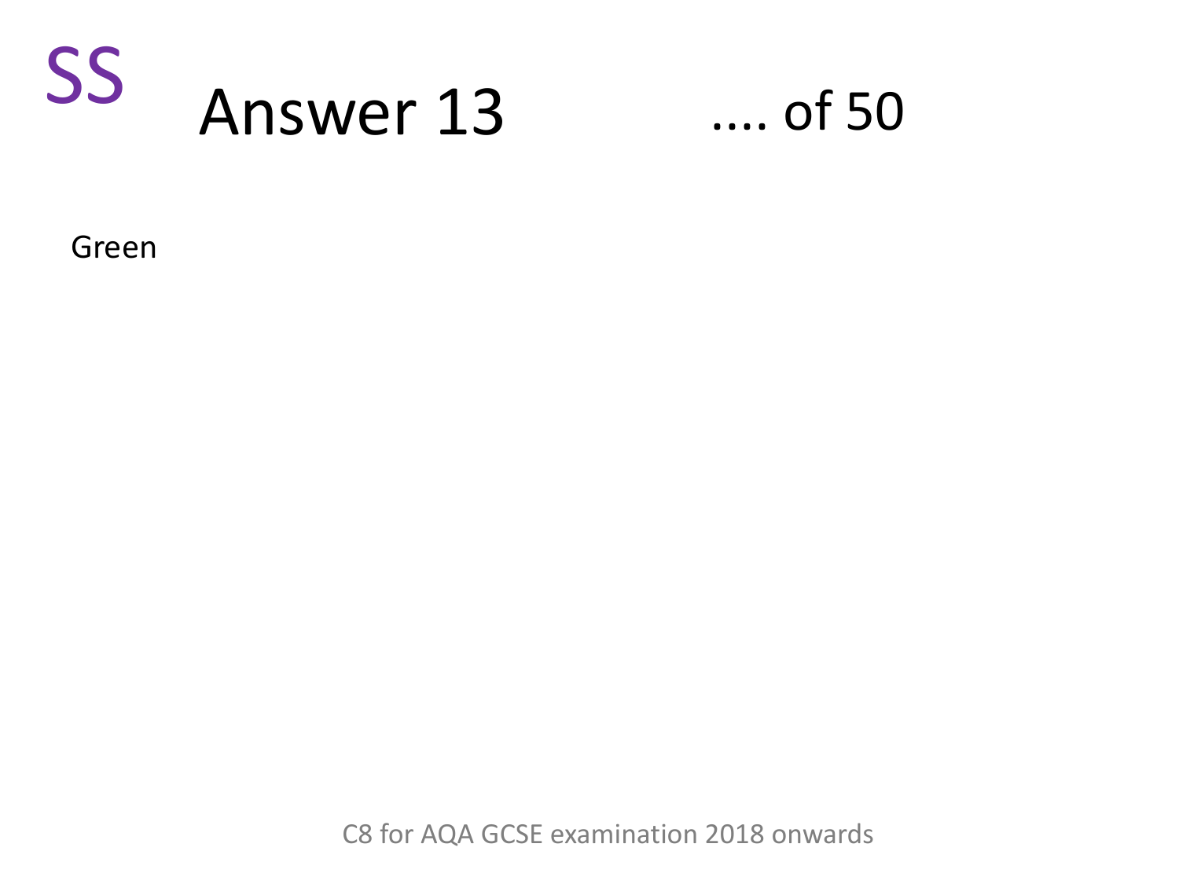SS

# Answer 13

.... of 50

Green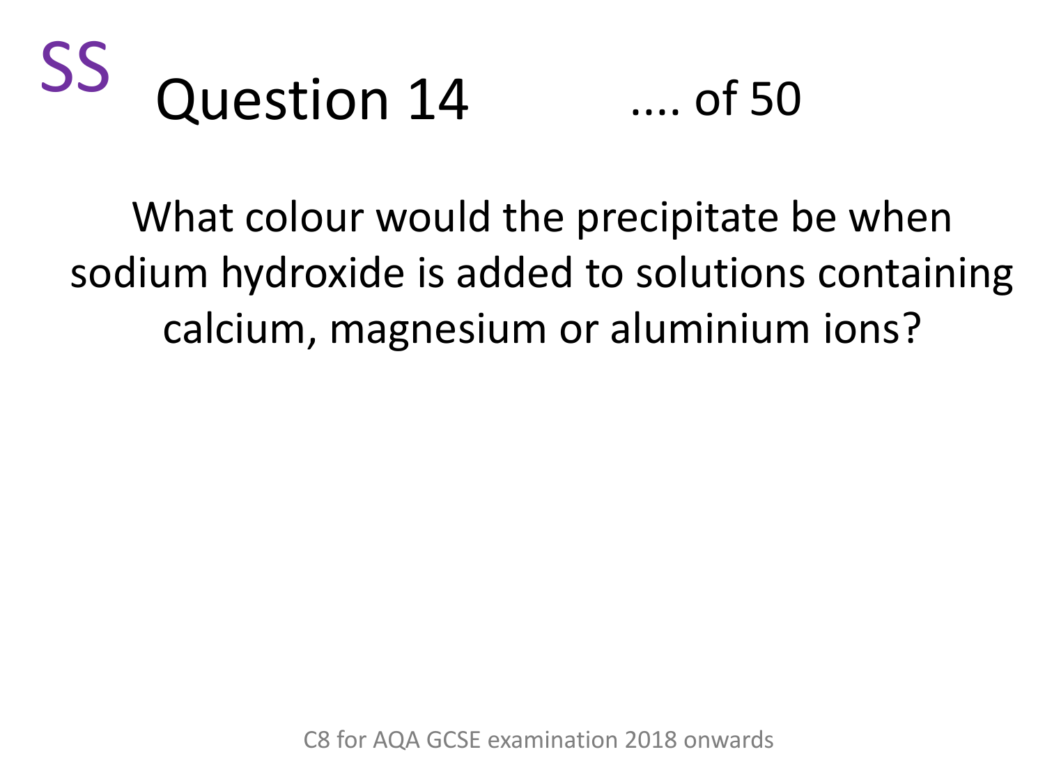SS

# Question 14

.... of 50

What colour would the precipitate be when sodium hydroxide is added to solutions containing calcium, magnesium or aluminium ions?

C8 for AQA GCSE examination 2018 onwards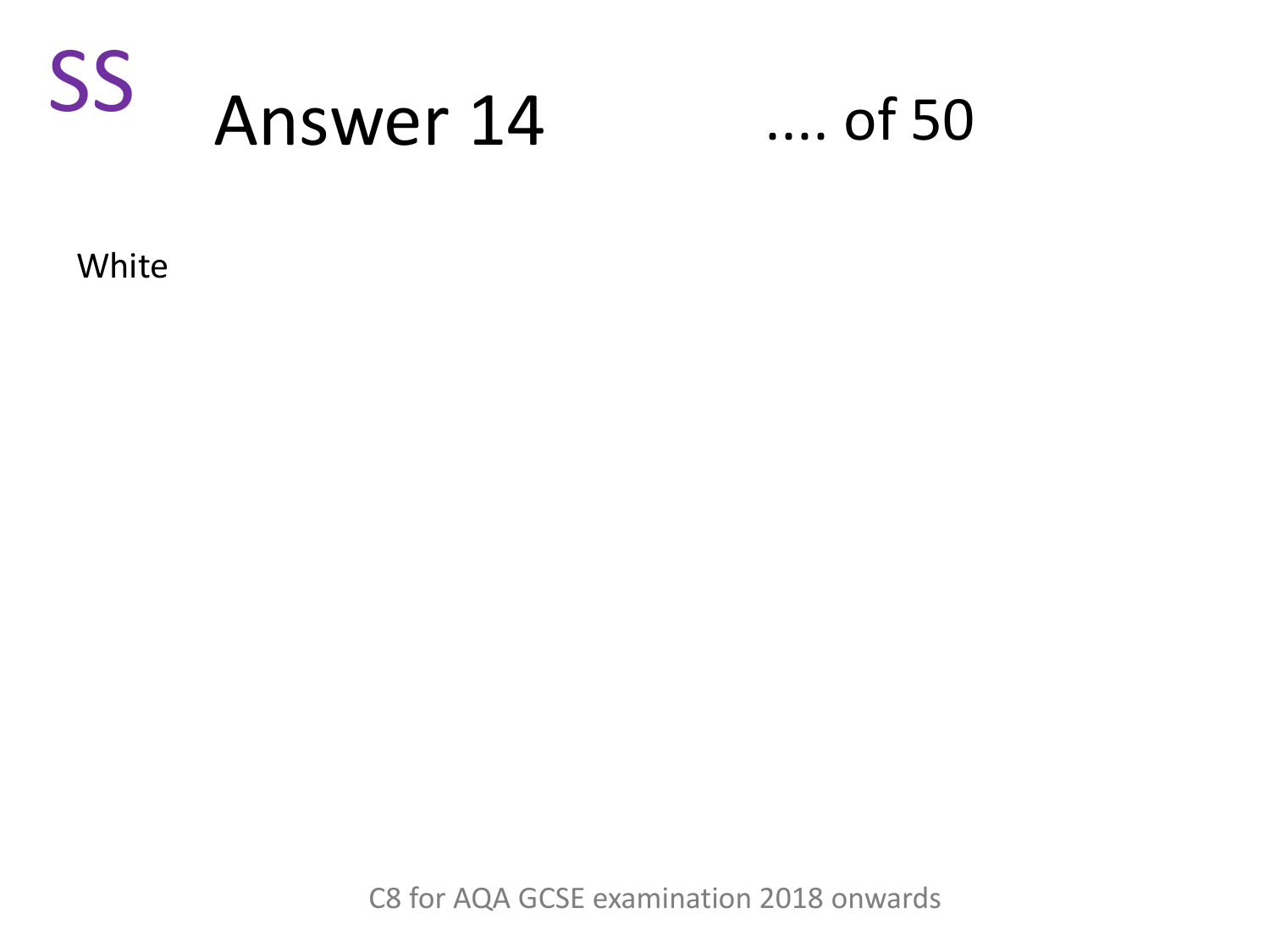SS

# Answer 14

.... of 50

White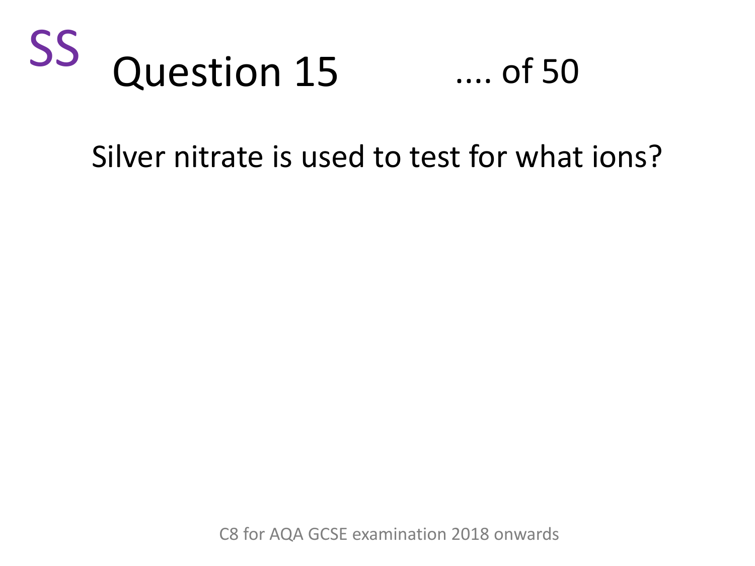SS

# Question 15 .... of 50

Silver nitrate is used to test for what ions?

C8 for AQA GCSE examination 2018 onwards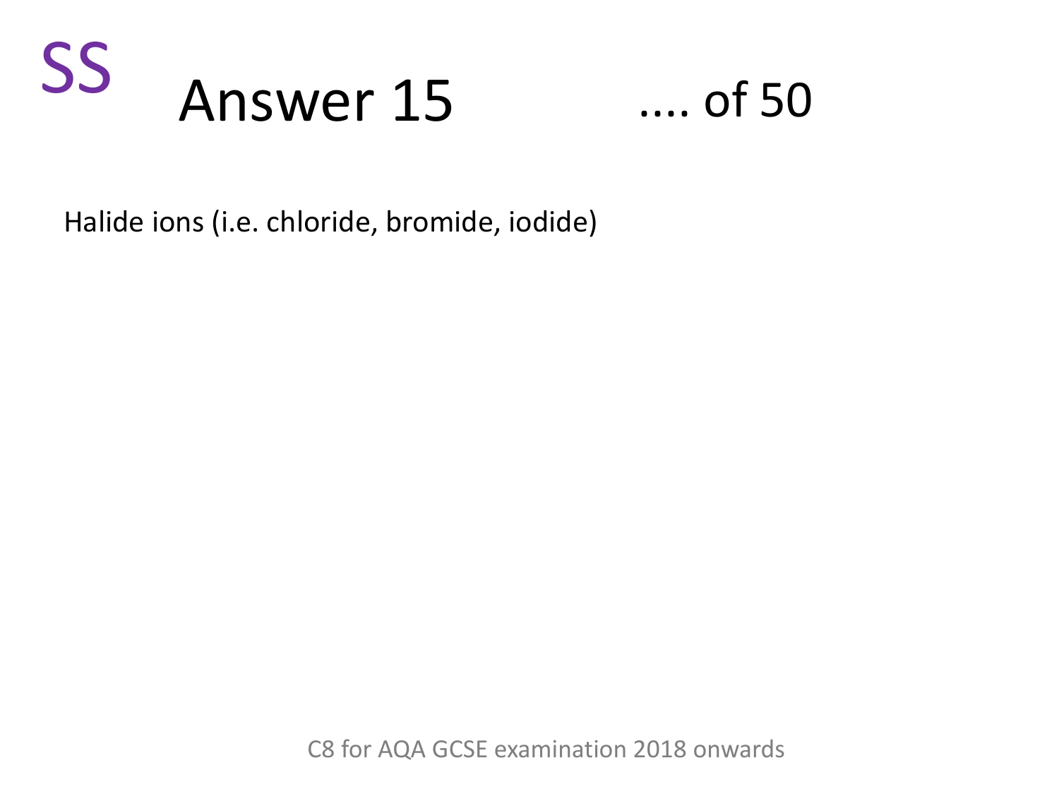SS

# Answer 15

.... of 50

Halide ions (i.e. chloride, bromide, iodide)

C8 for AQA GCSE examination 2018 onwards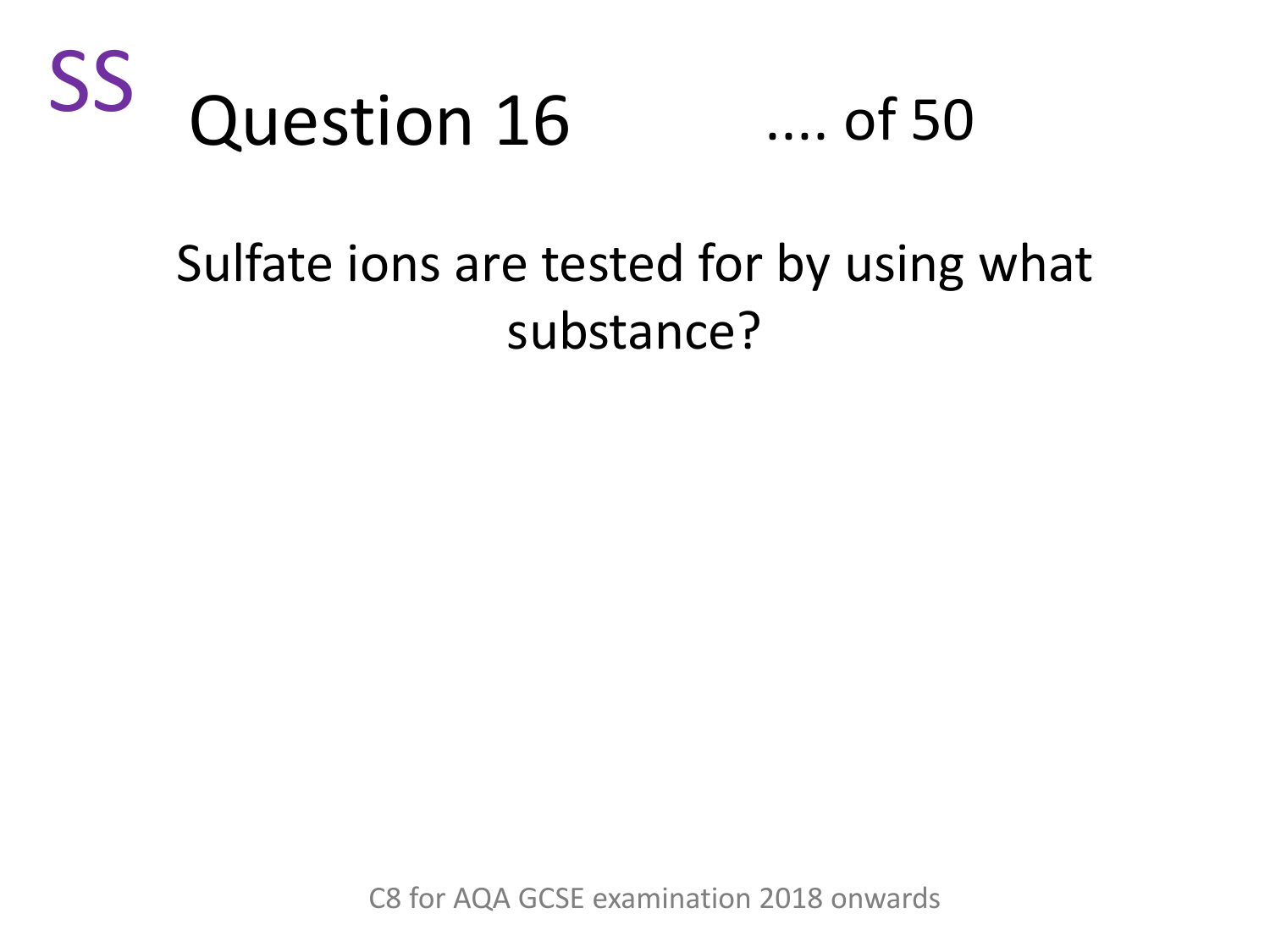SS

# Question 16 .... of 50

Sulfate ions are tested for by using what substance?

C8 for AQA GCSE examination 2018 onwards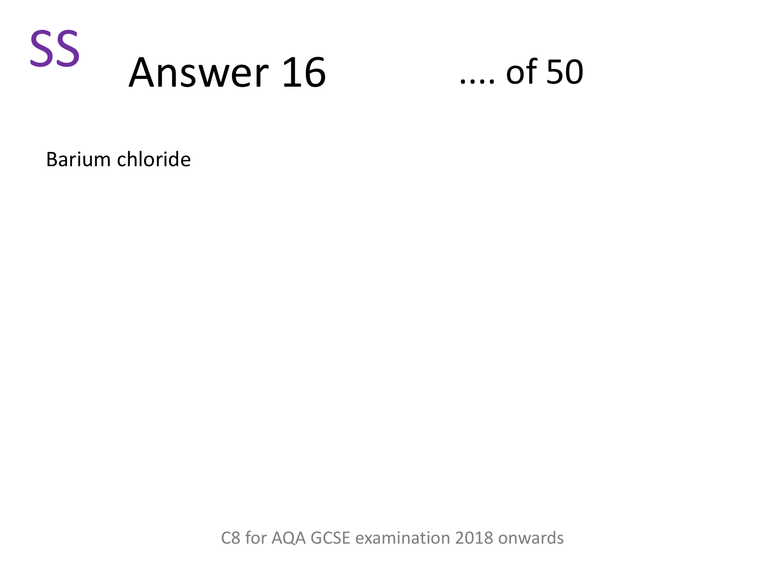SS

# Answer 16

.... of 50

Barium chloride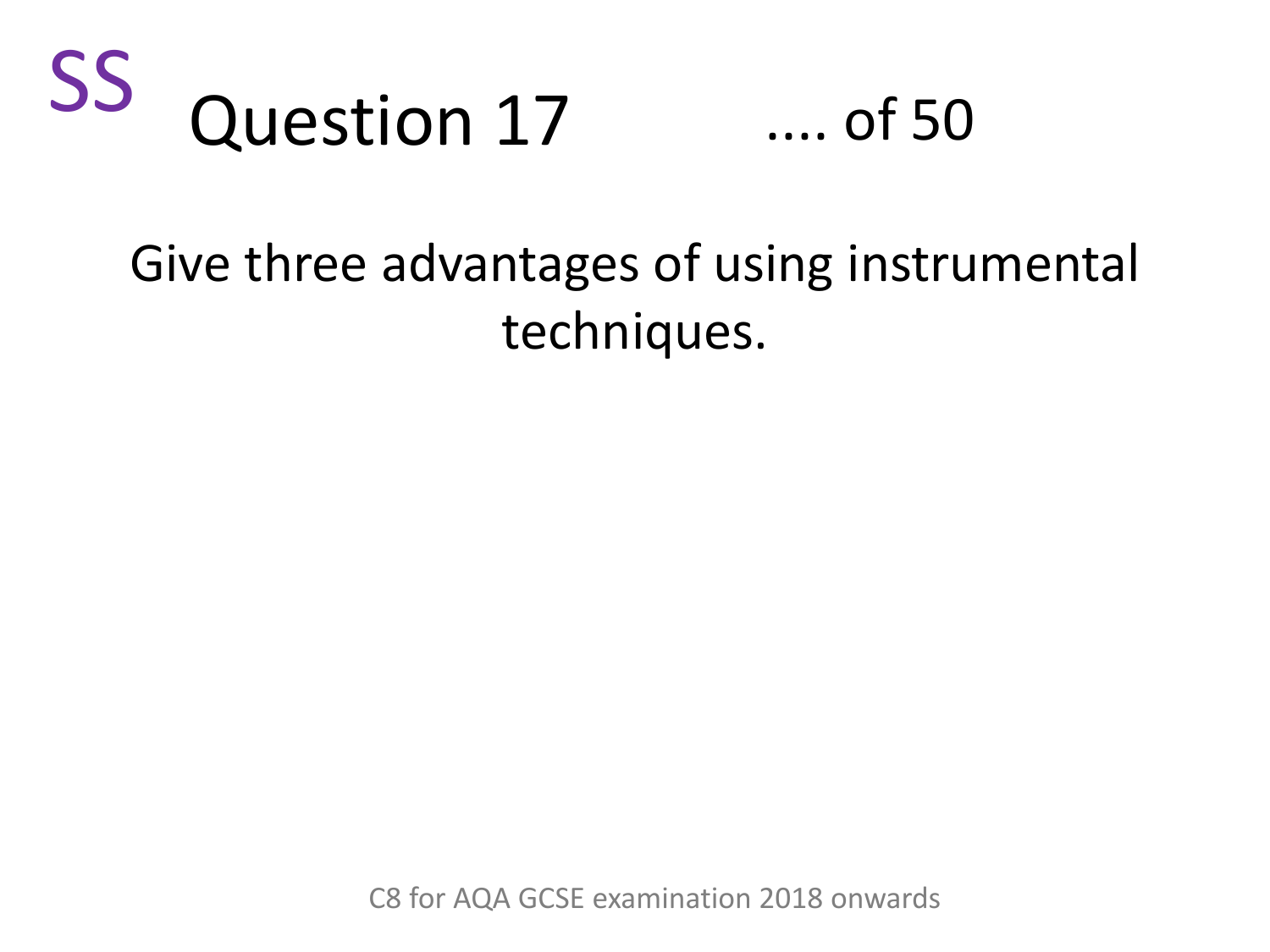SS

# Question 17

.... of 50

Give three advantages of using instrumental techniques.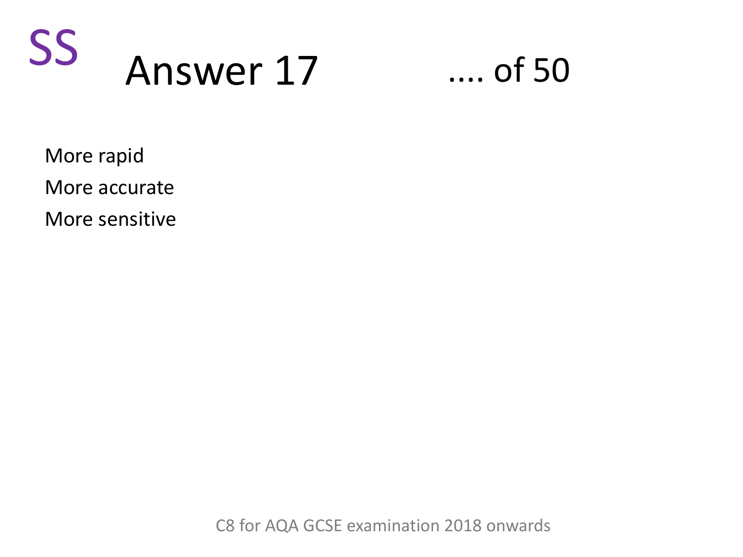SS

# Answer 17

.... of 50

More rapid

More accurate

More sensitive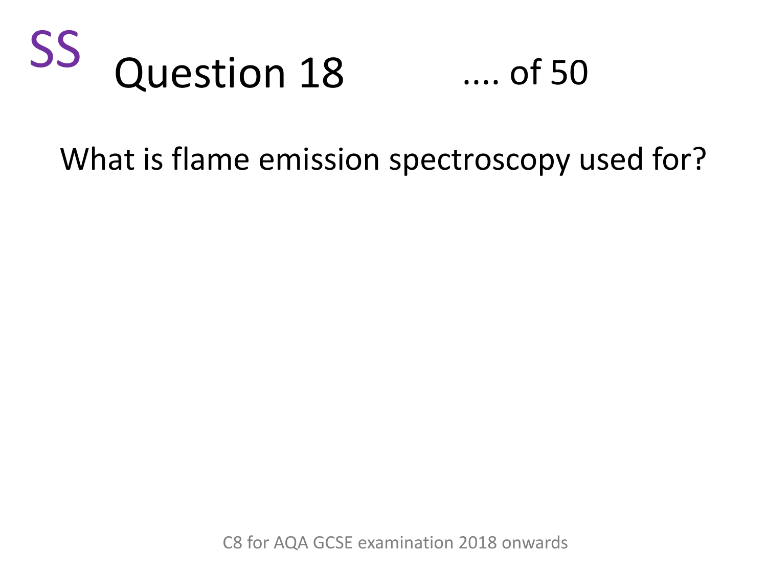SS

# Question 18

.... of 50

What is flame emission spectroscopy used for?

C8 for AQA GCSE examination 2018 onwards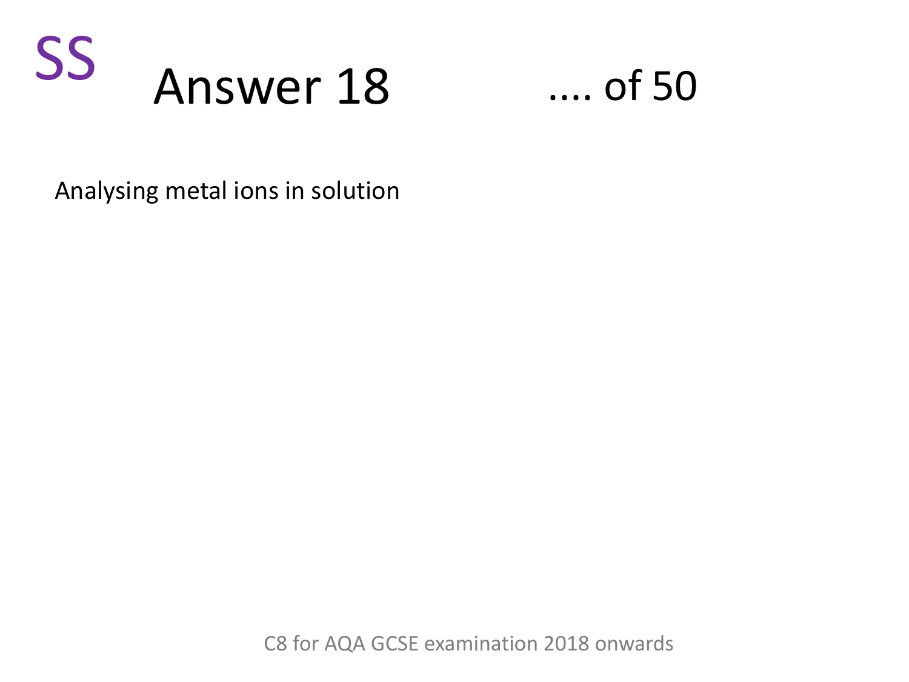SS

# Answer 18

.... of 50

Analysing metal ions in solution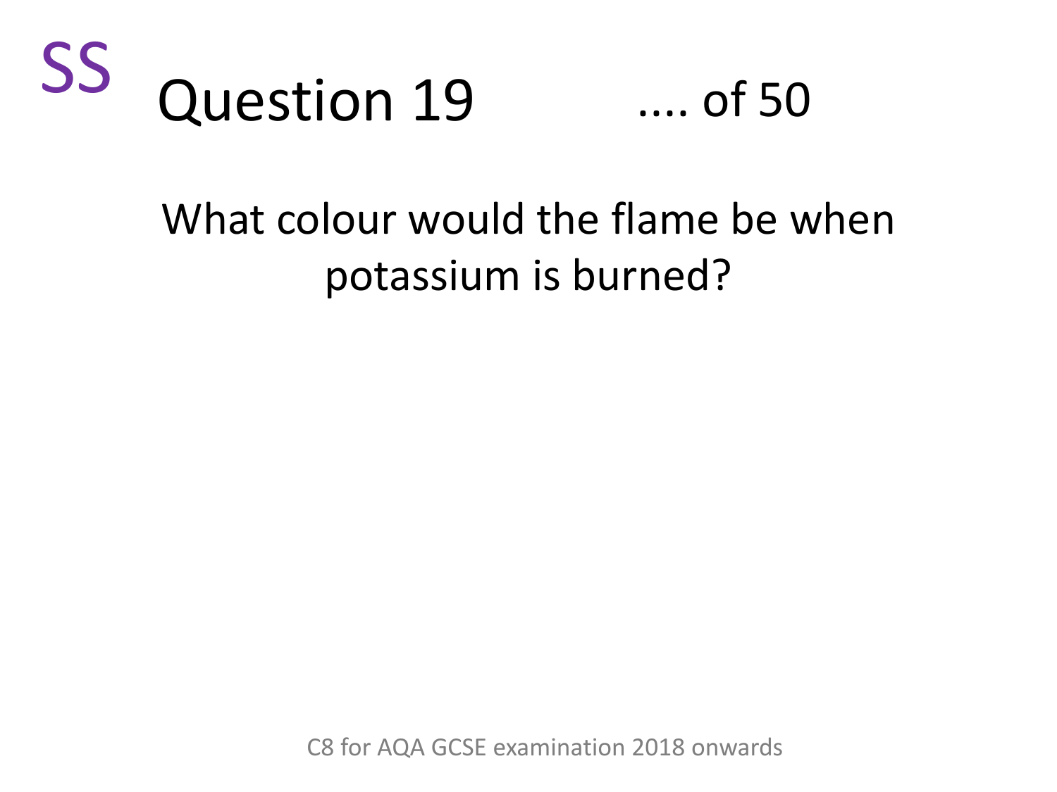SS

# Question 19 .... of 50

What colour would the flame be when potassium is burned?

C8 for AQA GCSE examination 2018 onwards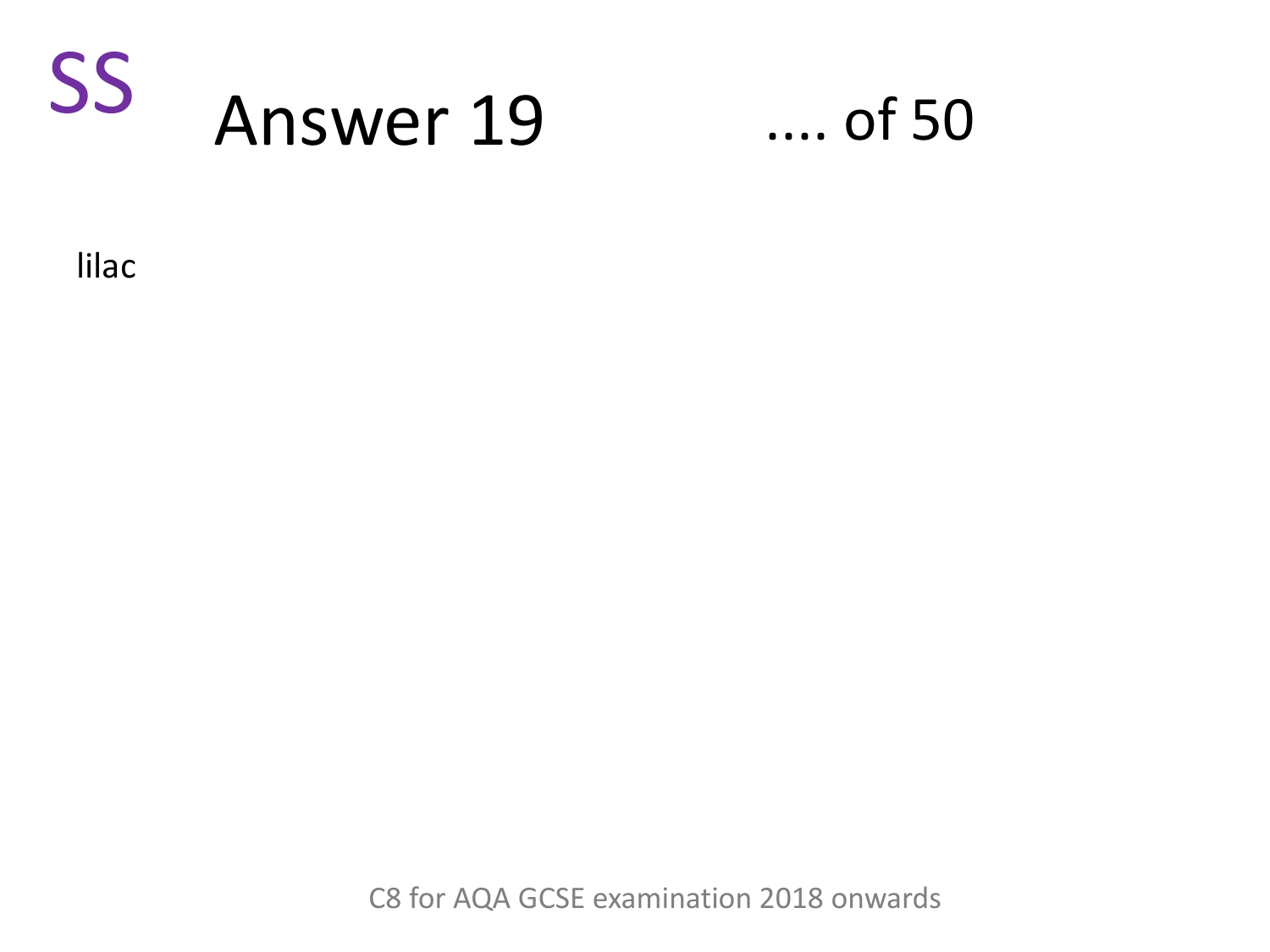SS

# Answer 19 .... of 50

lilac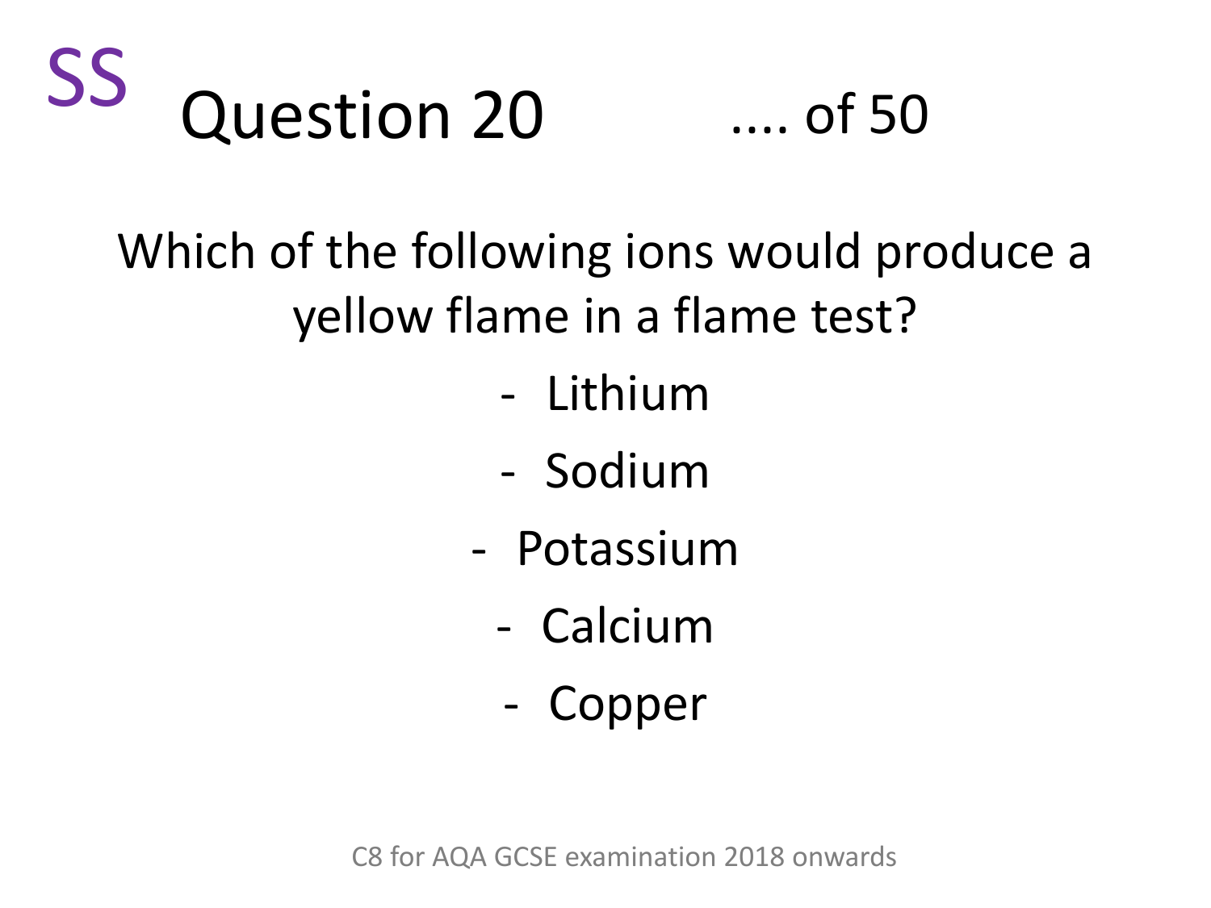SS

# Question 20

.... of 50

Which of the following ions would produce a yellow flame in a flame test?

- Lithium
- Sodium
- Potassium
- Calcium
- Copper

C8 for AQA GCSE examination 2018 onwards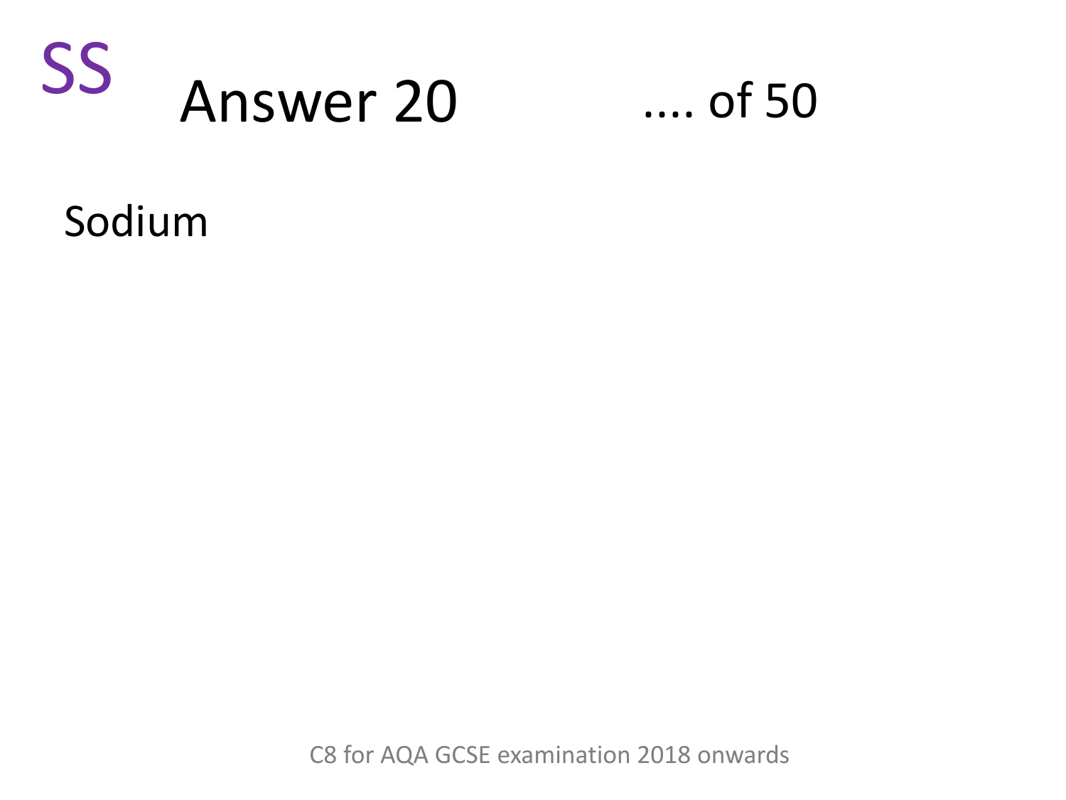SS

# Answer 20

.... of 50

Sodium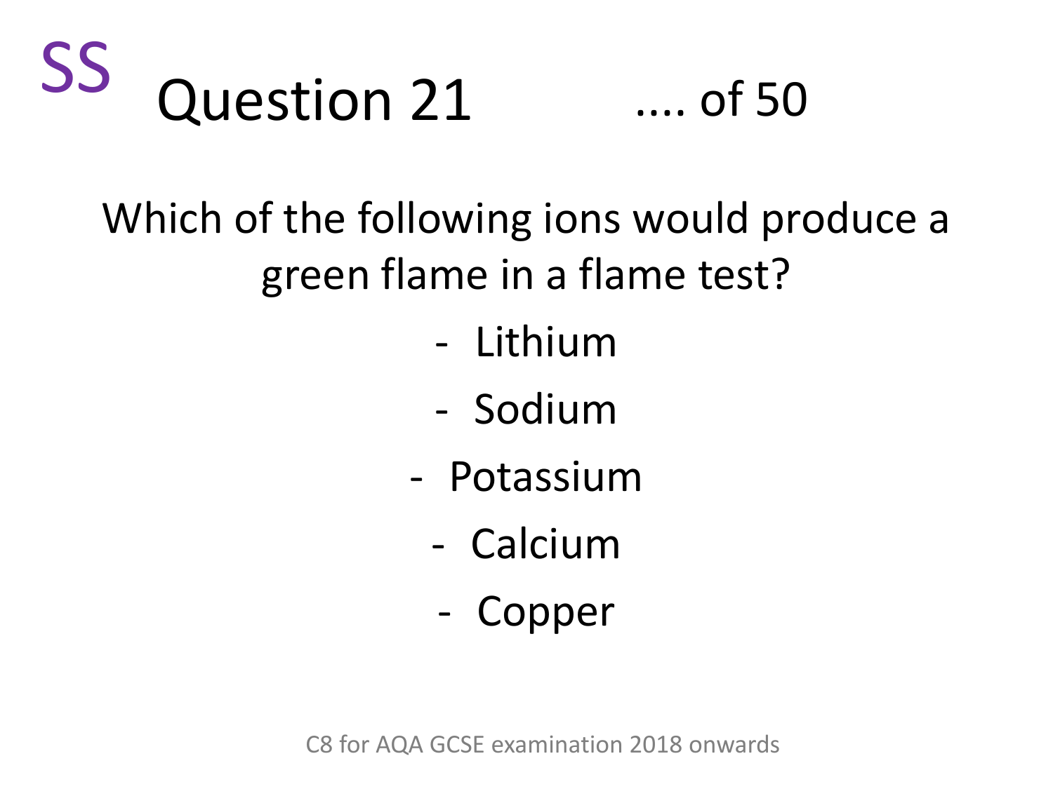SS

# Question 21

.... of 50

Which of the following ions would produce a green flame in a flame test?

- Lithium
- Sodium
- Potassium
- Calcium
- Copper

C8 for AQA GCSE examination 2018 onwards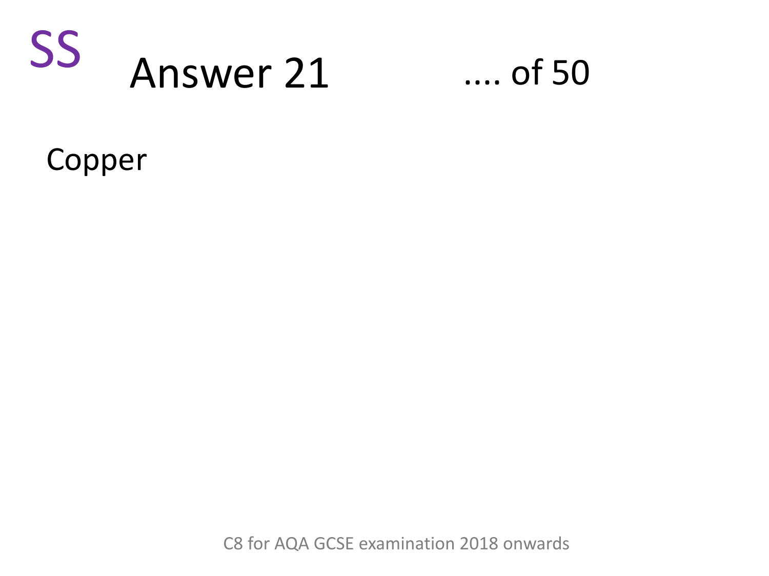SS

# Answer 21

.... of 50

Copper